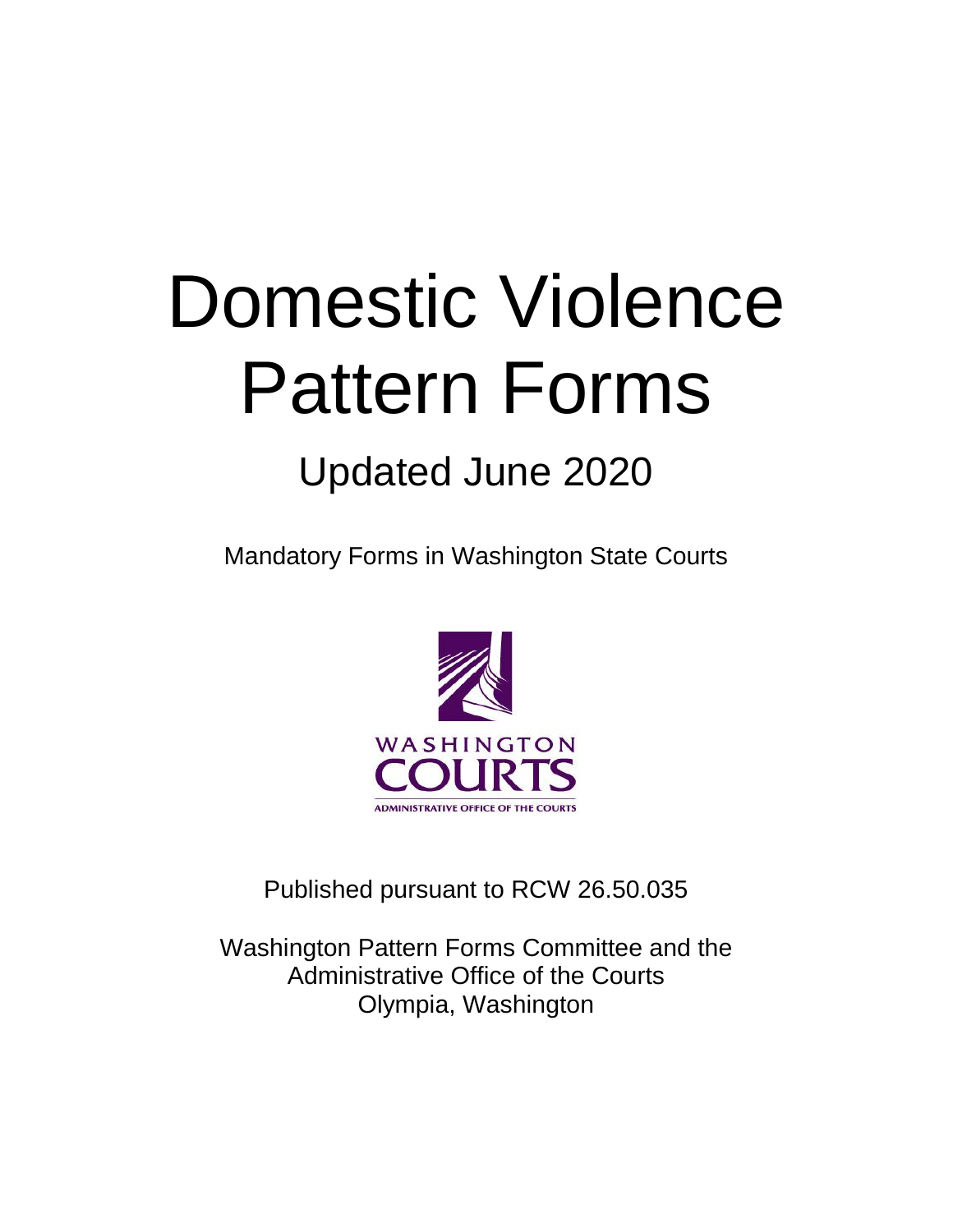# Domestic Violence Pattern Forms

## Updated June 2020

Mandatory Forms in Washington State Courts

WASHINGTON
COURTS
ADMINISTRATIVE OFFICE OF THE COURTS

Published pursuant to RCW 26.50.035

Washington Pattern Forms Committee and the
Administrative Office of the Courts
Olympia, Washington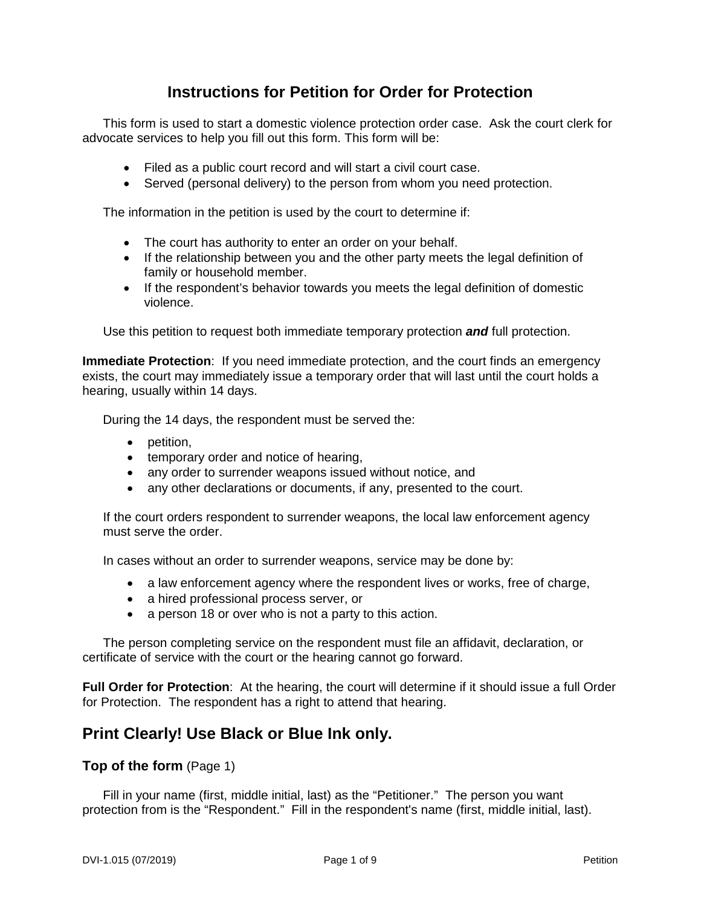# Instructions for Petition for Order for Protection

This form is used to start a domestic violence protection order case. Ask the court clerk for advocate services to help you fill out this form. This form will be:

- Filed as a public court record and will start a civil court case.
- Served (personal delivery) to the person from whom you need protection.

The information in the petition is used by the court to determine if:

- The court has authority to enter an order on your behalf.
- If the relationship between you and the other party meets the legal definition of family or household member.
- If the respondent's behavior towards you meets the legal definition of domestic violence.

Use this petition to request both immediate temporary protection ***and*** full protection.

**Immediate Protection**: If you need immediate protection, and the court finds an emergency exists, the court may immediately issue a temporary order that will last until the court holds a hearing, usually within 14 days.

During the 14 days, the respondent must be served the:

- petition,
- temporary order and notice of hearing,
- any order to surrender weapons issued without notice, and
- any other declarations or documents, if any, presented to the court.

If the court orders respondent to surrender weapons, the local law enforcement agency must serve the order.

In cases without an order to surrender weapons, service may be done by:

- a law enforcement agency where the respondent lives or works, free of charge,
- a hired professional process server, or
- a person 18 or over who is not a party to this action.

The person completing service on the respondent must file an affidavit, declaration, or certificate of service with the court or the hearing cannot go forward.

**Full Order for Protection**: At the hearing, the court will determine if it should issue a full Order for Protection. The respondent has a right to attend that hearing.

## Print Clearly! Use Black or Blue Ink only.

### Top of the form (Page 1)

Fill in your name (first, middle initial, last) as the "Petitioner." The person you want protection from is the "Respondent." Fill in the respondent's name (first, middle initial, last).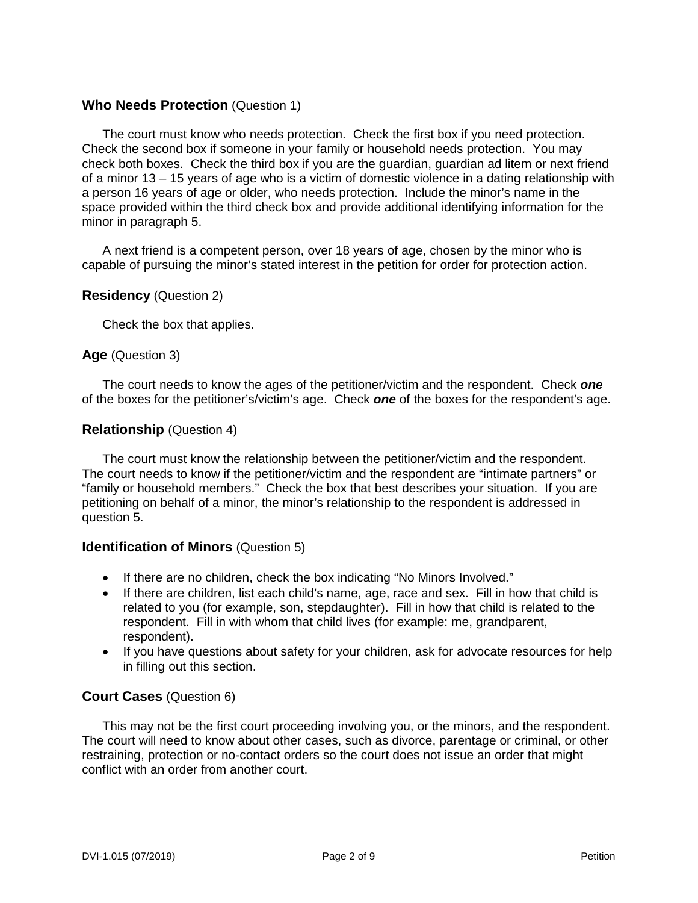### **Who Needs Protection** (Question 1)

The court must know who needs protection. Check the first box if you need protection. Check the second box if someone in your family or household needs protection. You may check both boxes. Check the third box if you are the guardian, guardian ad litem or next friend of a minor 13 – 15 years of age who is a victim of domestic violence in a dating relationship with a person 16 years of age or older, who needs protection. Include the minor's name in the space provided within the third check box and provide additional identifying information for the minor in paragraph 5.

A next friend is a competent person, over 18 years of age, chosen by the minor who is capable of pursuing the minor's stated interest in the petition for order for protection action.

### **Residency** (Question 2)

Check the box that applies.

### **Age** (Question 3)

The court needs to know the ages of the petitioner/victim and the respondent. Check ***one*** of the boxes for the petitioner's/victim's age. Check ***one*** of the boxes for the respondent's age.

### **Relationship** (Question 4)

The court must know the relationship between the petitioner/victim and the respondent. The court needs to know if the petitioner/victim and the respondent are "intimate partners" or "family or household members." Check the box that best describes your situation. If you are petitioning on behalf of a minor, the minor's relationship to the respondent is addressed in question 5.

### **Identification of Minors** (Question 5)

- If there are no children, check the box indicating "No Minors Involved."
- If there are children, list each child's name, age, race and sex. Fill in how that child is related to you (for example, son, stepdaughter). Fill in how that child is related to the respondent. Fill in with whom that child lives (for example: me, grandparent, respondent).
- If you have questions about safety for your children, ask for advocate resources for help in filling out this section.

### **Court Cases** (Question 6)

This may not be the first court proceeding involving you, or the minors, and the respondent. The court will need to know about other cases, such as divorce, parentage or criminal, or other restraining, protection or no-contact orders so the court does not issue an order that might conflict with an order from another court.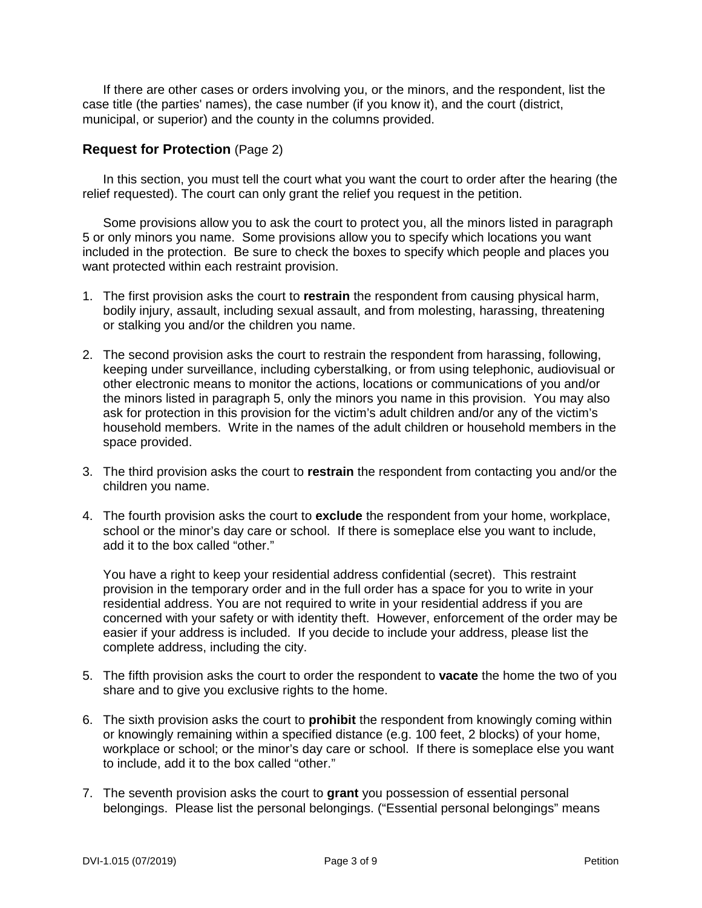If there are other cases or orders involving you, or the minors, and the respondent, list the case title (the parties' names), the case number (if you know it), and the court (district, municipal, or superior) and the county in the columns provided.

### Request for Protection (Page 2)

In this section, you must tell the court what you want the court to order after the hearing (the relief requested). The court can only grant the relief you request in the petition.

Some provisions allow you to ask the court to protect you, all the minors listed in paragraph 5 or only minors you name. Some provisions allow you to specify which locations you want included in the protection. Be sure to check the boxes to specify which people and places you want protected within each restraint provision.

1. The first provision asks the court to **restrain** the respondent from causing physical harm, bodily injury, assault, including sexual assault, and from molesting, harassing, threatening or stalking you and/or the children you name.

2. The second provision asks the court to restrain the respondent from harassing, following, keeping under surveillance, including cyberstalking, or from using telephonic, audiovisual or other electronic means to monitor the actions, locations or communications of you and/or the minors listed in paragraph 5, only the minors you name in this provision. You may also ask for protection in this provision for the victim's adult children and/or any of the victim's household members. Write in the names of the adult children or household members in the space provided.

3. The third provision asks the court to **restrain** the respondent from contacting you and/or the children you name.

4. The fourth provision asks the court to **exclude** the respondent from your home, workplace, school or the minor's day care or school. If there is someplace else you want to include, add it to the box called "other."

   You have a right to keep your residential address confidential (secret). This restraint provision in the temporary order and in the full order has a space for you to write in your residential address. You are not required to write in your residential address if you are concerned with your safety or with identity theft. However, enforcement of the order may be easier if your address is included. If you decide to include your address, please list the complete address, including the city.

5. The fifth provision asks the court to order the respondent to **vacate** the home the two of you share and to give you exclusive rights to the home.

6. The sixth provision asks the court to **prohibit** the respondent from knowingly coming within or knowingly remaining within a specified distance (e.g. 100 feet, 2 blocks) of your home, workplace or school; or the minor's day care or school. If there is someplace else you want to include, add it to the box called "other."

7. The seventh provision asks the court to **grant** you possession of essential personal belongings. Please list the personal belongings. ("Essential personal belongings" means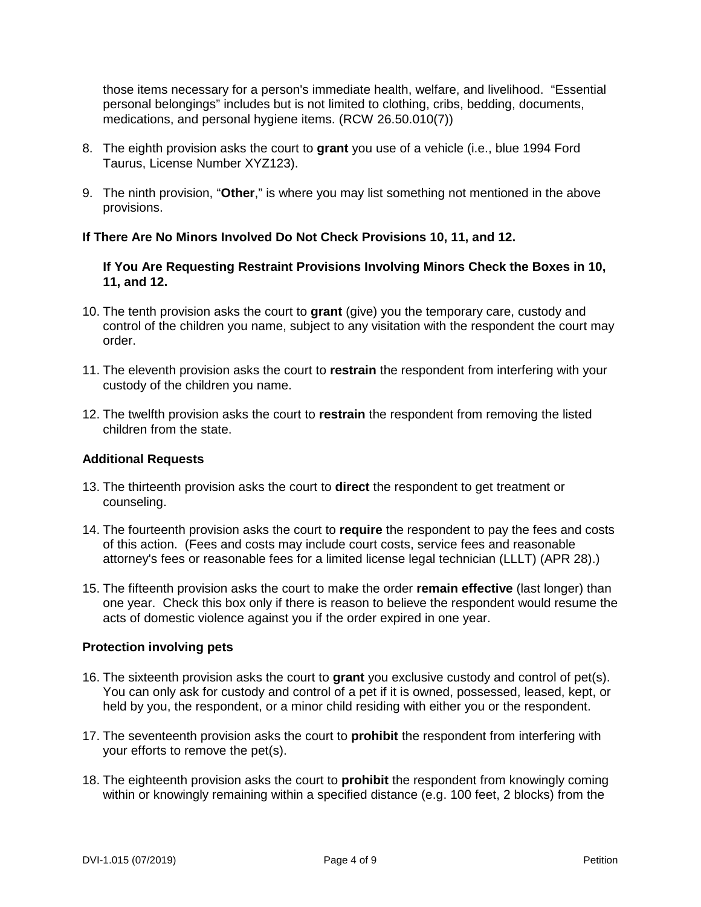those items necessary for a person's immediate health, welfare, and livelihood. "Essential personal belongings" includes but is not limited to clothing, cribs, bedding, documents, medications, and personal hygiene items. (RCW 26.50.010(7))

8. The eighth provision asks the court to **grant** you use of a vehicle (i.e., blue 1994 Ford Taurus, License Number XYZ123).

9. The ninth provision, "**Other**," is where you may list something not mentioned in the above provisions.

**If There Are No Minors Involved Do Not Check Provisions 10, 11, and 12.**

**If You Are Requesting Restraint Provisions Involving Minors Check the Boxes in 10, 11, and 12.**

10. The tenth provision asks the court to **grant** (give) you the temporary care, custody and control of the children you name, subject to any visitation with the respondent the court may order.

11. The eleventh provision asks the court to **restrain** the respondent from interfering with your custody of the children you name.

12. The twelfth provision asks the court to **restrain** the respondent from removing the listed children from the state.

**Additional Requests**

13. The thirteenth provision asks the court to **direct** the respondent to get treatment or counseling.

14. The fourteenth provision asks the court to **require** the respondent to pay the fees and costs of this action. (Fees and costs may include court costs, service fees and reasonable attorney's fees or reasonable fees for a limited license legal technician (LLLT) (APR 28).)

15. The fifteenth provision asks the court to make the order **remain effective** (last longer) than one year. Check this box only if there is reason to believe the respondent would resume the acts of domestic violence against you if the order expired in one year.

**Protection involving pets**

16. The sixteenth provision asks the court to **grant** you exclusive custody and control of pet(s). You can only ask for custody and control of a pet if it is owned, possessed, leased, kept, or held by you, the respondent, or a minor child residing with either you or the respondent.

17. The seventeenth provision asks the court to **prohibit** the respondent from interfering with your efforts to remove the pet(s).

18. The eighteenth provision asks the court to **prohibit** the respondent from knowingly coming within or knowingly remaining within a specified distance (e.g. 100 feet, 2 blocks) from the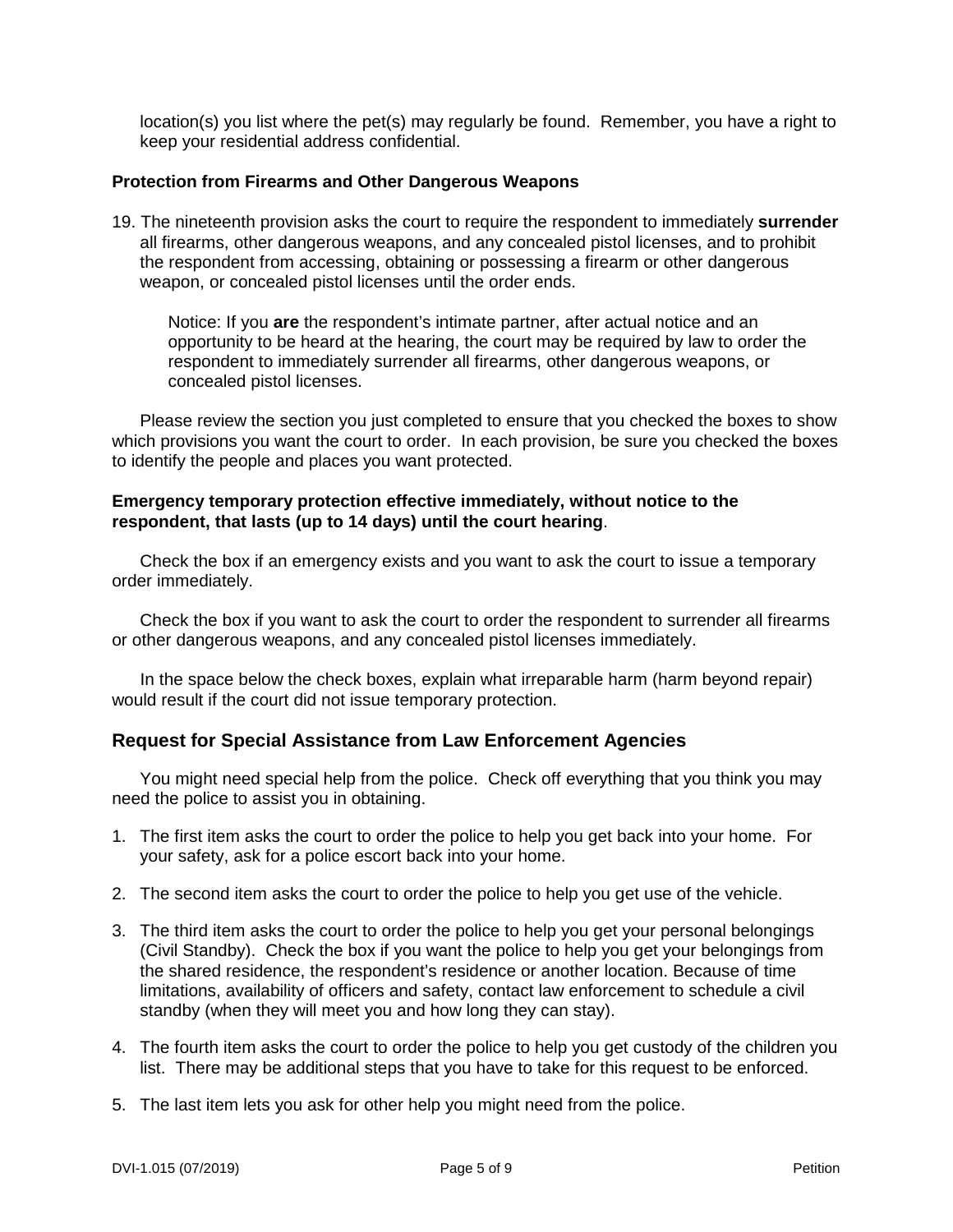location(s) you list where the pet(s) may regularly be found.  Remember, you have a right to keep your residential address confidential.

**Protection from Firearms and Other Dangerous Weapons**

19. The nineteenth provision asks the court to require the respondent to immediately **surrender** all firearms, other dangerous weapons, and any concealed pistol licenses, and to prohibit the respondent from accessing, obtaining or possessing a firearm or other dangerous weapon, or concealed pistol licenses until the order ends.

    Notice: If you **are** the respondent's intimate partner, after actual notice and an opportunity to be heard at the hearing, the court may be required by law to order the respondent to immediately surrender all firearms, other dangerous weapons, or concealed pistol licenses.

Please review the section you just completed to ensure that you checked the boxes to show which provisions you want the court to order.  In each provision, be sure you checked the boxes to identify the people and places you want protected.

**Emergency temporary protection effective immediately, without notice to the respondent, that lasts (up to 14 days) until the court hearing**.

Check the box if an emergency exists and you want to ask the court to issue a temporary order immediately.

Check the box if you want to ask the court to order the respondent to surrender all firearms or other dangerous weapons, and any concealed pistol licenses immediately.

In the space below the check boxes, explain what irreparable harm (harm beyond repair) would result if the court did not issue temporary protection.

## Request for Special Assistance from Law Enforcement Agencies

You might need special help from the police.  Check off everything that you think you may need the police to assist you in obtaining.

1. The first item asks the court to order the police to help you get back into your home.  For your safety, ask for a police escort back into your home.
2. The second item asks the court to order the police to help you get use of the vehicle.
3. The third item asks the court to order the police to help you get your personal belongings (Civil Standby).  Check the box if you want the police to help you get your belongings from the shared residence, the respondent's residence or another location. Because of time limitations, availability of officers and safety, contact law enforcement to schedule a civil standby (when they will meet you and how long they can stay).
4. The fourth item asks the court to order the police to help you get custody of the children you list.  There may be additional steps that you have to take for this request to be enforced.
5. The last item lets you ask for other help you might need from the police.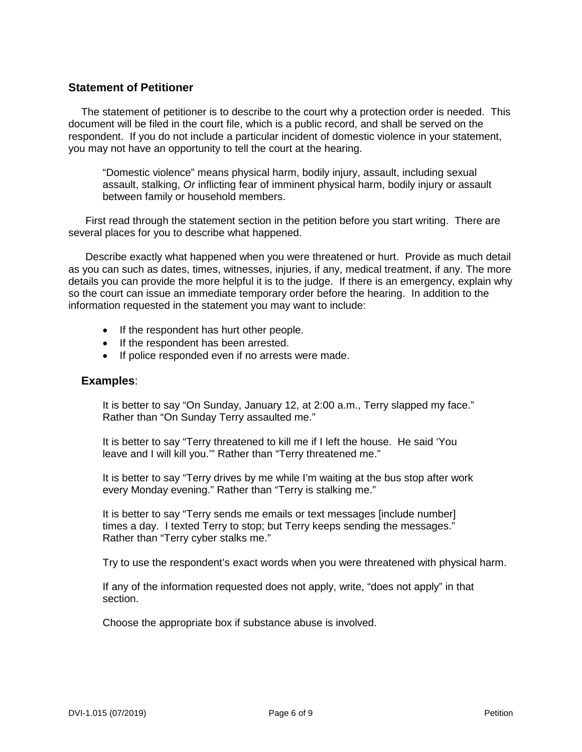## Statement of Petitioner

The statement of petitioner is to describe to the court why a protection order is needed. This document will be filed in the court file, which is a public record, and shall be served on the respondent. If you do not include a particular incident of domestic violence in your statement, you may not have an opportunity to tell the court at the hearing.

> "Domestic violence" means physical harm, bodily injury, assault, including sexual assault, stalking, *Or* inflicting fear of imminent physical harm, bodily injury or assault between family or household members.

First read through the statement section in the petition before you start writing. There are several places for you to describe what happened.

Describe exactly what happened when you were threatened or hurt. Provide as much detail as you can such as dates, times, witnesses, injuries, if any, medical treatment, if any. The more details you can provide the more helpful it is to the judge. If there is an emergency, explain why so the court can issue an immediate temporary order before the hearing. In addition to the information requested in the statement you may want to include:

- If the respondent has hurt other people.
- If the respondent has been arrested.
- If police responded even if no arrests were made.

**Examples**:

It is better to say "On Sunday, January 12, at 2:00 a.m., Terry slapped my face." Rather than "On Sunday Terry assaulted me."

It is better to say "Terry threatened to kill me if I left the house. He said 'You leave and I will kill you.'" Rather than "Terry threatened me."

It is better to say "Terry drives by me while I'm waiting at the bus stop after work every Monday evening." Rather than "Terry is stalking me."

It is better to say "Terry sends me emails or text messages [include number] times a day. I texted Terry to stop; but Terry keeps sending the messages." Rather than "Terry cyber stalks me."

Try to use the respondent's exact words when you were threatened with physical harm.

If any of the information requested does not apply, write, "does not apply" in that section.

Choose the appropriate box if substance abuse is involved.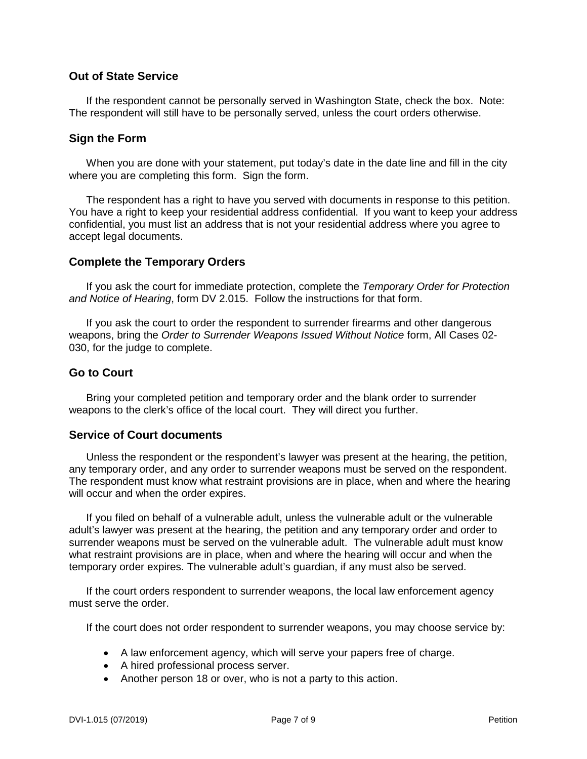### Out of State Service

If the respondent cannot be personally served in Washington State, check the box. Note: The respondent will still have to be personally served, unless the court orders otherwise.

### Sign the Form

When you are done with your statement, put today's date in the date line and fill in the city where you are completing this form. Sign the form.

The respondent has a right to have you served with documents in response to this petition. You have a right to keep your residential address confidential. If you want to keep your address confidential, you must list an address that is not your residential address where you agree to accept legal documents.

### Complete the Temporary Orders

If you ask the court for immediate protection, complete the *Temporary Order for Protection and Notice of Hearing*, form DV 2.015. Follow the instructions for that form.

If you ask the court to order the respondent to surrender firearms and other dangerous weapons, bring the *Order to Surrender Weapons Issued Without Notice* form, All Cases 02-030, for the judge to complete.

### Go to Court

Bring your completed petition and temporary order and the blank order to surrender weapons to the clerk's office of the local court. They will direct you further.

### Service of Court documents

Unless the respondent or the respondent's lawyer was present at the hearing, the petition, any temporary order, and any order to surrender weapons must be served on the respondent. The respondent must know what restraint provisions are in place, when and where the hearing will occur and when the order expires.

If you filed on behalf of a vulnerable adult, unless the vulnerable adult or the vulnerable adult's lawyer was present at the hearing, the petition and any temporary order and order to surrender weapons must be served on the vulnerable adult. The vulnerable adult must know what restraint provisions are in place, when and where the hearing will occur and when the temporary order expires. The vulnerable adult's guardian, if any must also be served.

If the court orders respondent to surrender weapons, the local law enforcement agency must serve the order.

If the court does not order respondent to surrender weapons, you may choose service by:

- A law enforcement agency, which will serve your papers free of charge.
- A hired professional process server.
- Another person 18 or over, who is not a party to this action.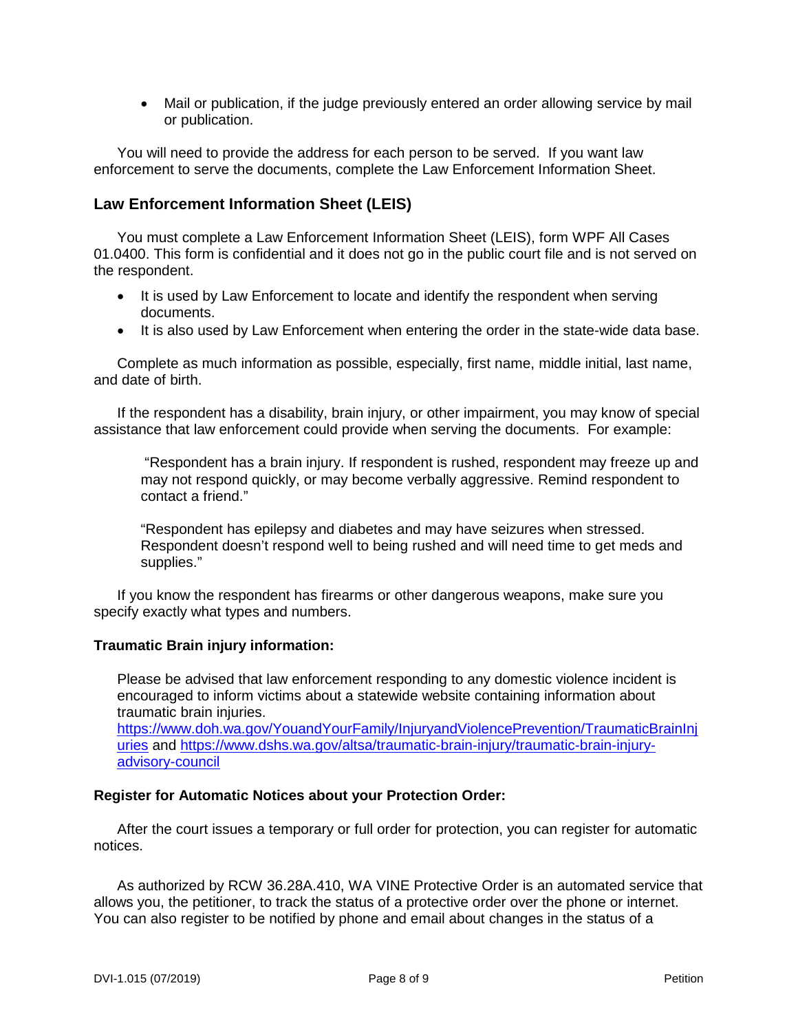- Mail or publication, if the judge previously entered an order allowing service by mail or publication.

You will need to provide the address for each person to be served. If you want law enforcement to serve the documents, complete the Law Enforcement Information Sheet.

## Law Enforcement Information Sheet (LEIS)

You must complete a Law Enforcement Information Sheet (LEIS), form WPF All Cases 01.0400. This form is confidential and it does not go in the public court file and is not served on the respondent.

- It is used by Law Enforcement to locate and identify the respondent when serving documents.
- It is also used by Law Enforcement when entering the order in the state-wide data base.

Complete as much information as possible, especially, first name, middle initial, last name, and date of birth.

If the respondent has a disability, brain injury, or other impairment, you may know of special assistance that law enforcement could provide when serving the documents. For example:

> "Respondent has a brain injury. If respondent is rushed, respondent may freeze up and may not respond quickly, or may become verbally aggressive. Remind respondent to contact a friend."
>
> "Respondent has epilepsy and diabetes and may have seizures when stressed. Respondent doesn't respond well to being rushed and will need time to get meds and supplies."

If you know the respondent has firearms or other dangerous weapons, make sure you specify exactly what types and numbers.

**Traumatic Brain injury information:**

Please be advised that law enforcement responding to any domestic violence incident is encouraged to inform victims about a statewide website containing information about traumatic brain injuries.
https://www.doh.wa.gov/YouandYourFamily/InjuryandViolencePrevention/TraumaticBrainInjuries and https://www.dshs.wa.gov/altsa/traumatic-brain-injury/traumatic-brain-injury-advisory-council

**Register for Automatic Notices about your Protection Order:**

After the court issues a temporary or full order for protection, you can register for automatic notices.

As authorized by RCW 36.28A.410, WA VINE Protective Order is an automated service that allows you, the petitioner, to track the status of a protective order over the phone or internet. You can also register to be notified by phone and email about changes in the status of a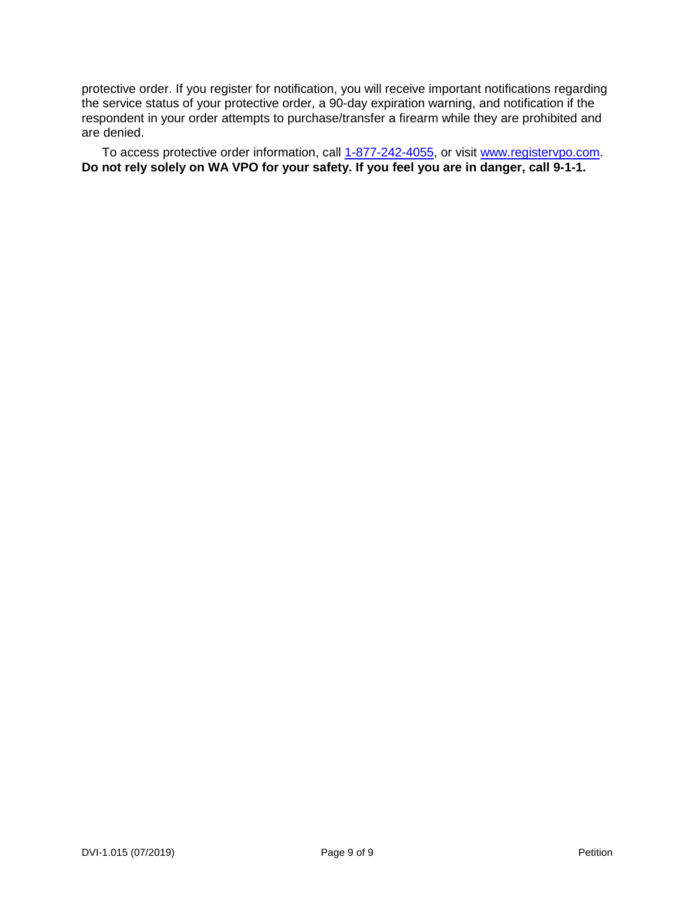protective order. If you register for notification, you will receive important notifications regarding the service status of your protective order, a 90-day expiration warning, and notification if the respondent in your order attempts to purchase/transfer a firearm while they are prohibited and are denied.

To access protective order information, call [1-877-242-4055](tel:1-877-242-4055), or visit [www.registervpo.com](http://www.registervpo.com). **Do not rely solely on WA VPO for your safety. If you feel you are in danger, call 9-1-1.**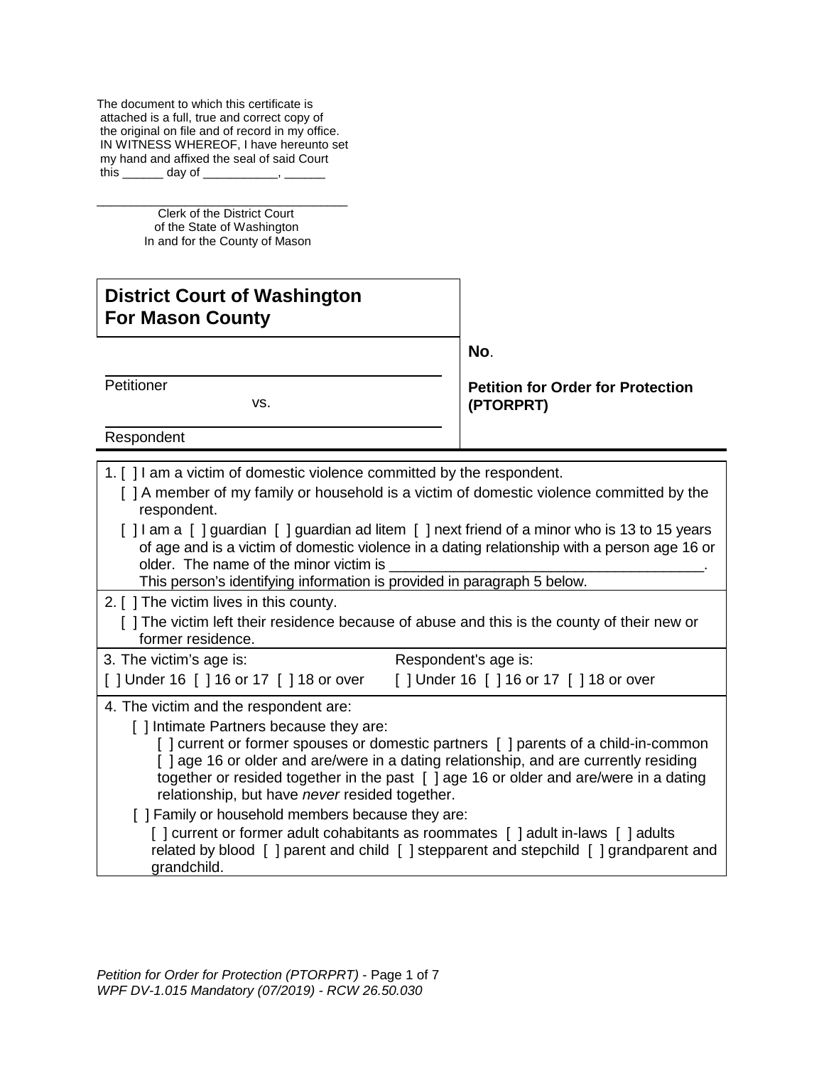The document to which this certificate is attached is a full, true and correct copy of the original on file and of record in my office.
IN WITNESS WHEREOF, I have hereunto set my hand and affixed the seal of said Court this ______ day of ___________, ______

___________________________________
Clerk of the District Court
of the State of Washington
In and for the County of Mason

| **District Court of Washington For Mason County** | |
|---|---|
| ___________________________<br>Petitioner<br>vs.<br>___________________________<br>Respondent | **No**.<br><br>**Petition for Order for Protection (PTORPRT)** |

1. [ ] I am a victim of domestic violence committed by the respondent.
   [ ] A member of my family or household is a victim of domestic violence committed by the respondent.
   [ ] I am a [ ] guardian [ ] guardian ad litem [ ] next friend of a minor who is 13 to 15 years of age and is a victim of domestic violence in a dating relationship with a person age 16 or older. The name of the minor victim is _______________________________________.
   This person's identifying information is provided in paragraph 5 below.

2. [ ] The victim lives in this county.
   [ ] The victim left their residence because of abuse and this is the county of their new or former residence.

3. The victim's age is: [ ] Under 16 [ ] 16 or 17 [ ] 18 or over
   Respondent's age is: [ ] Under 16 [ ] 16 or 17 [ ] 18 or over

4. The victim and the respondent are:
   [ ] Intimate Partners because they are:
   [ ] current or former spouses or domestic partners [ ] parents of a child-in-common [ ] age 16 or older and are/were in a dating relationship, and are currently residing together or resided together in the past [ ] age 16 or older and are/were in a dating relationship, but have *never* resided together.
   [ ] Family or household members because they are:
   [ ] current or former adult cohabitants as roommates [ ] adult in-laws [ ] adults related by blood [ ] parent and child [ ] stepparent and stepchild [ ] grandparent and grandchild.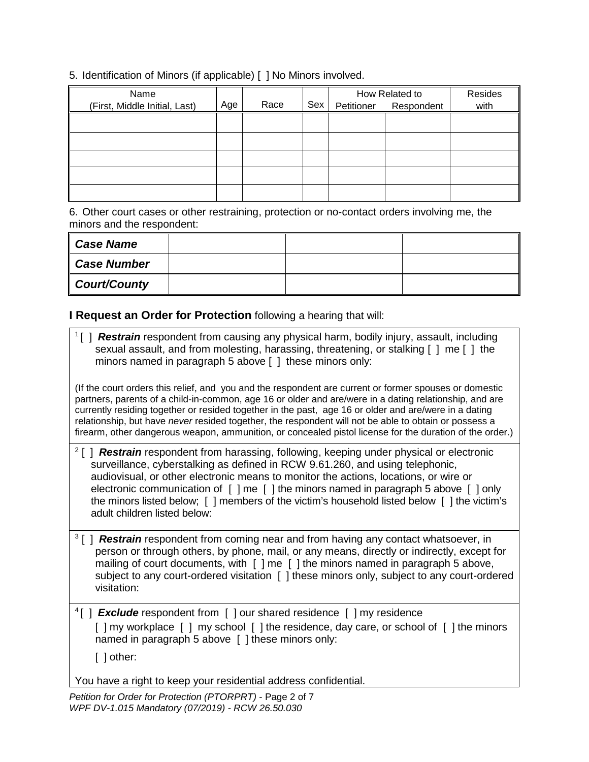5. Identification of Minors (if applicable) [ ] No Minors involved.

| Name (First, Middle Initial, Last) | Age | Race | Sex | How Related to Petitioner | How Related to Respondent | Resides with |
|---|---|---|---|---|---|---|
| | | | | | | |
| | | | | | | |
| | | | | | | |
| | | | | | | |
| | | | | | | |

6. Other court cases or other restraining, protection or no-contact orders involving me, the minors and the respondent:

| ***Case Name*** | | | |
|---|---|---|---|
| ***Case Number*** | | | |
| ***Court/County*** | | | |

**I Request an Order for Protection** following a hearing that will:

1 [ ] ***Restrain*** respondent from causing any physical harm, bodily injury, assault, including sexual assault, and from molesting, harassing, threatening, or stalking [ ] me [ ] the minors named in paragraph 5 above [ ] these minors only:

(If the court orders this relief, and you and the respondent are current or former spouses or domestic partners, parents of a child-in-common, age 16 or older and are/were in a dating relationship, and are currently residing together or resided together in the past, age 16 or older and are/were in a dating relationship, but have *never* resided together, the respondent will not be able to obtain or possess a firearm, other dangerous weapon, ammunition, or concealed pistol license for the duration of the order.)

2 [ ] ***Restrain*** respondent from harassing, following, keeping under physical or electronic surveillance, cyberstalking as defined in RCW 9.61.260, and using telephonic, audiovisual, or other electronic means to monitor the actions, locations, or wire or electronic communication of [ ] me [ ] the minors named in paragraph 5 above [ ] only the minors listed below; [ ] members of the victim's household listed below [ ] the victim's adult children listed below:

3 [ ] ***Restrain*** respondent from coming near and from having any contact whatsoever, in person or through others, by phone, mail, or any means, directly or indirectly, except for mailing of court documents, with [ ] me [ ] the minors named in paragraph 5 above, subject to any court-ordered visitation [ ] these minors only, subject to any court-ordered visitation:

4 [ ] ***Exclude*** respondent from [ ] our shared residence [ ] my residence [ ] my workplace [ ] my school [ ] the residence, day care, or school of [ ] the minors named in paragraph 5 above [ ] these minors only:

[ ] other:

You have a right to keep your residential address confidential.

*Petition for Order for Protection (PTORPRT)* - Page 2 of 7
*WPF DV-1.015 Mandatory (07/2019) - RCW 26.50.030*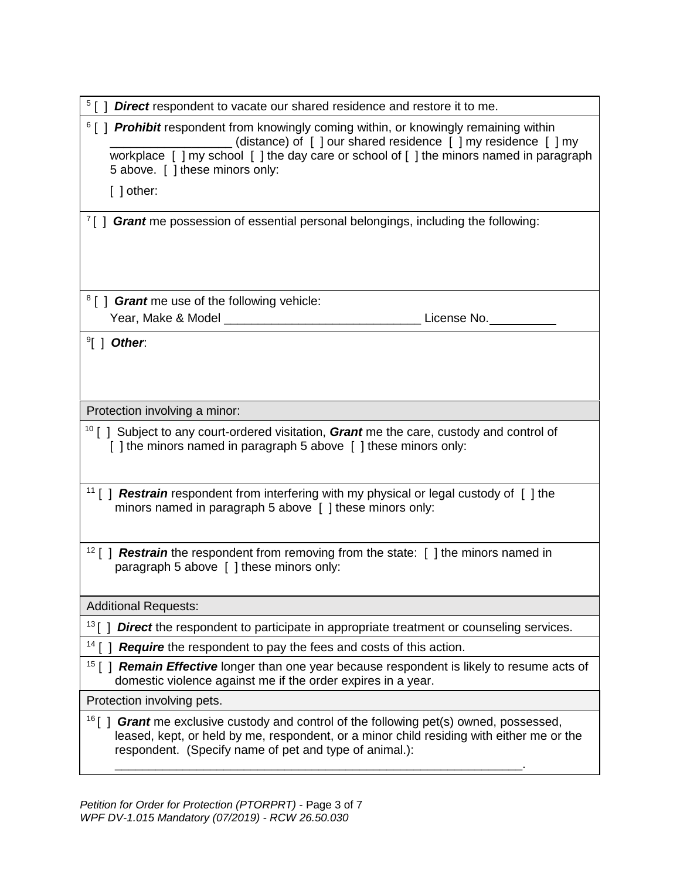[5] [ ] ***Direct*** respondent to vacate our shared residence and restore it to me.

[6] [ ] ***Prohibit*** respondent from knowingly coming within, or knowingly remaining within _________________ (distance) of [ ] our shared residence [ ] my residence [ ] my workplace [ ] my school [ ] the day care or school of [ ] the minors named in paragraph 5 above. [ ] these minors only:

[ ] other:

[7] [ ] ***Grant*** me possession of essential personal belongings, including the following:

[8] [ ] ***Grant*** me use of the following vehicle:
Year, Make & Model _____________________________ License No. __________

[9] [ ] ***Other***:

Protection involving a minor:

[10] [ ] Subject to any court-ordered visitation, ***Grant*** me the care, custody and control of [ ] the minors named in paragraph 5 above [ ] these minors only:

[11] [ ] ***Restrain*** respondent from interfering with my physical or legal custody of [ ] the minors named in paragraph 5 above [ ] these minors only:

[12] [ ] ***Restrain*** the respondent from removing from the state: [ ] the minors named in paragraph 5 above [ ] these minors only:

Additional Requests:

[13] [ ] ***Direct*** the respondent to participate in appropriate treatment or counseling services.

[14] [ ] ***Require*** the respondent to pay the fees and costs of this action.

[15] [ ] ***Remain Effective*** longer than one year because respondent is likely to resume acts of domestic violence against me if the order expires in a year.

Protection involving pets.

[16] [ ] ***Grant*** me exclusive custody and control of the following pet(s) owned, possessed, leased, kept, or held by me, respondent, or a minor child residing with either me or the respondent. (Specify name of pet and type of animal.):
_______________________________________________________________.

*Petition for Order for Protection (PTORPRT)*
*WPF DV-1.015 Mandatory (07/2019) - RCW 26.50.030*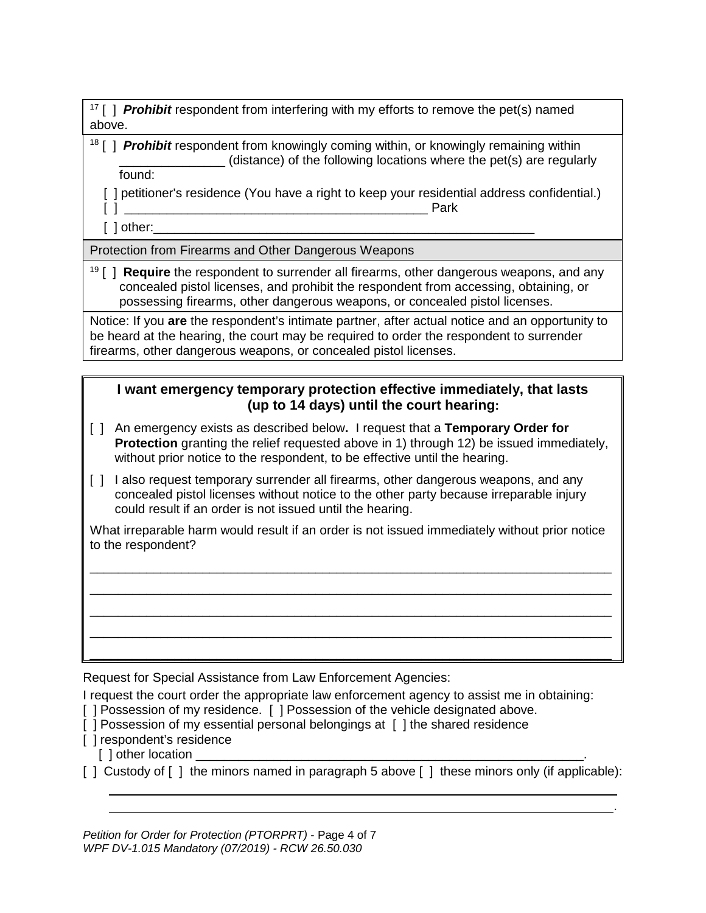[17] [ ] ***Prohibit*** respondent from interfering with my efforts to remove the pet(s) named above.

[18] [ ] ***Prohibit*** respondent from knowingly coming within, or knowingly remaining within _______________ (distance) of the following locations where the pet(s) are regularly found:

[ ] petitioner's residence (You have a right to keep your residential address confidential.)
[ ] ____________________________________________ Park
[ ] other:________________________________________________________

Protection from Firearms and Other Dangerous Weapons

[19] [ ] **Require** the respondent to surrender all firearms, other dangerous weapons, and any concealed pistol licenses, and prohibit the respondent from accessing, obtaining, or possessing firearms, other dangerous weapons, or concealed pistol licenses.

Notice: If you **are** the respondent's intimate partner, after actual notice and an opportunity to be heard at the hearing, the court may be required to order the respondent to surrender firearms, other dangerous weapons, or concealed pistol licenses.

**I want emergency temporary protection effective immediately, that lasts (up to 14 days) until the court hearing:**

[ ] An emergency exists as described below**.** I request that a **Temporary Order for Protection** granting the relief requested above in 1) through 12) be issued immediately, without prior notice to the respondent, to be effective until the hearing.

[ ] I also request temporary surrender all firearms, other dangerous weapons, and any concealed pistol licenses without notice to the other party because irreparable injury could result if an order is not issued until the hearing.

What irreparable harm would result if an order is not issued immediately without prior notice to the respondent?

______________________________________________________________________________
______________________________________________________________________________
______________________________________________________________________________
______________________________________________________________________________
______________________________________________________________________________

Request for Special Assistance from Law Enforcement Agencies:

I request the court order the appropriate law enforcement agency to assist me in obtaining:
[ ] Possession of my residence. [ ] Possession of the vehicle designated above.
[ ] Possession of my essential personal belongings at [ ] the shared residence
[ ] respondent's residence
[ ] other location ________________________________________________________.
[ ] Custody of [ ] the minors named in paragraph 5 above [ ] these minors only (if applicable):

______________________________________________________________________________
______________________________________________________________________________.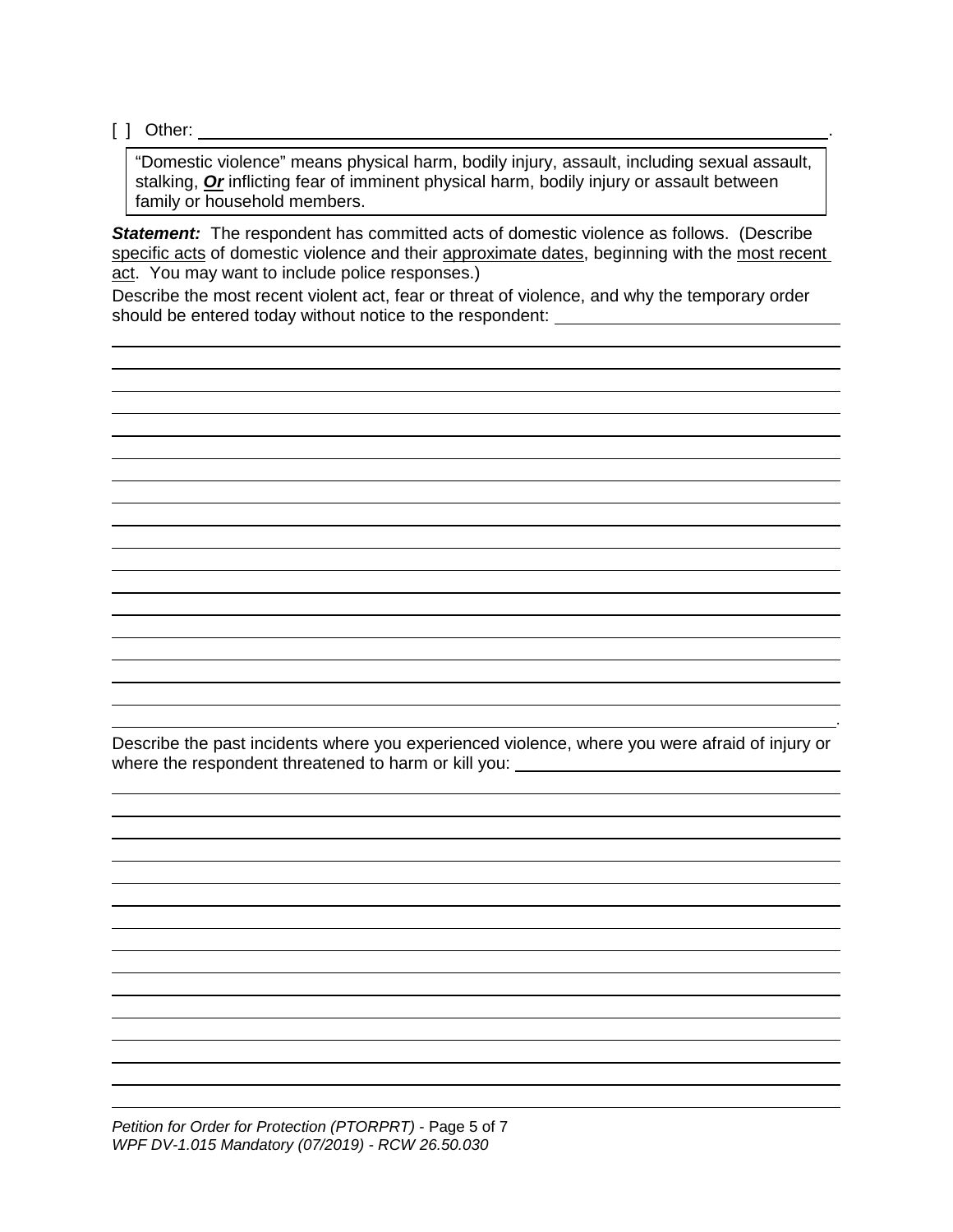[ ] Other: ______________________________________________________________.

> "Domestic violence" means physical harm, bodily injury, assault, including sexual assault, stalking, ***Or*** inflicting fear of imminent physical harm, bodily injury or assault between family or household members.

***Statement:*** The respondent has committed acts of domestic violence as follows. (Describe specific acts of domestic violence and their approximate dates, beginning with the most recent act. You may want to include police responses.)

Describe the most recent violent act, fear or threat of violence, and why the temporary order should be entered today without notice to the respondent: ______________________________

______________________________________________________________________________

______________________________________________________________________________

______________________________________________________________________________

______________________________________________________________________________

______________________________________________________________________________

______________________________________________________________________________

______________________________________________________________________________

______________________________________________________________________________

______________________________________________________________________________

______________________________________________________________________________

______________________________________________________________________________

______________________________________________________________________________

______________________________________________________________________________

______________________________________________________________________________

______________________________________________________________________________

______________________________________________________________________________

______________________________________________________________________________

______________________________________________________________________________.

Describe the past incidents where you experienced violence, where you were afraid of injury or where the respondent threatened to harm or kill you: ______________________________

______________________________________________________________________________

______________________________________________________________________________

______________________________________________________________________________

______________________________________________________________________________

______________________________________________________________________________

______________________________________________________________________________

______________________________________________________________________________

______________________________________________________________________________

______________________________________________________________________________

______________________________________________________________________________

______________________________________________________________________________

______________________________________________________________________________

______________________________________________________________________________

______________________________________________________________________________

______________________________________________________________________________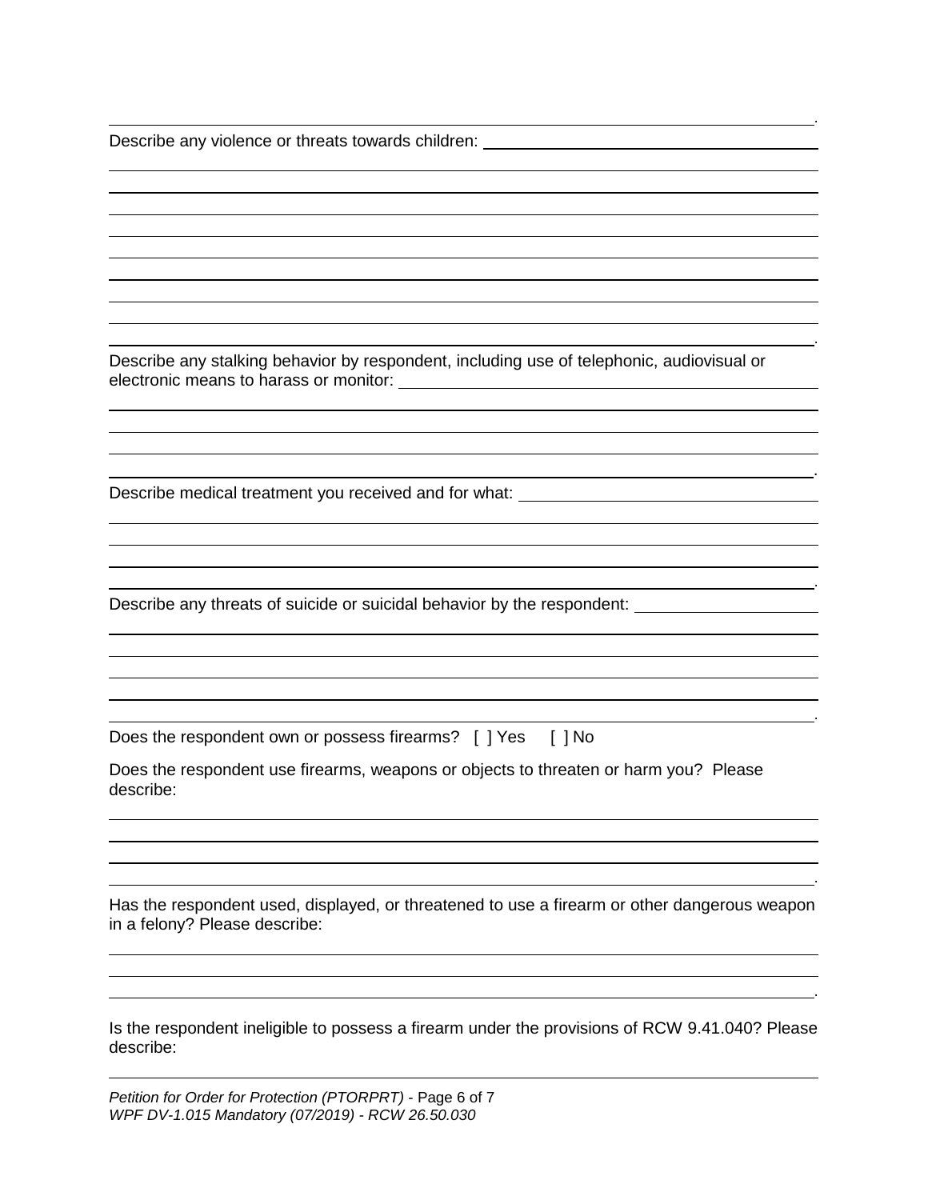Describe any violence or threats towards children:

Describe any stalking behavior by respondent, including use of telephonic, audiovisual or electronic means to harass or monitor:

Describe medical treatment you received and for what:

Describe any threats of suicide or suicidal behavior by the respondent:

Does the respondent own or possess firearms? [ ] Yes [ ] No

Does the respondent use firearms, weapons or objects to threaten or harm you? Please describe:

Has the respondent used, displayed, or threatened to use a firearm or other dangerous weapon in a felony? Please describe:

Is the respondent ineligible to possess a firearm under the provisions of RCW 9.41.040? Please describe: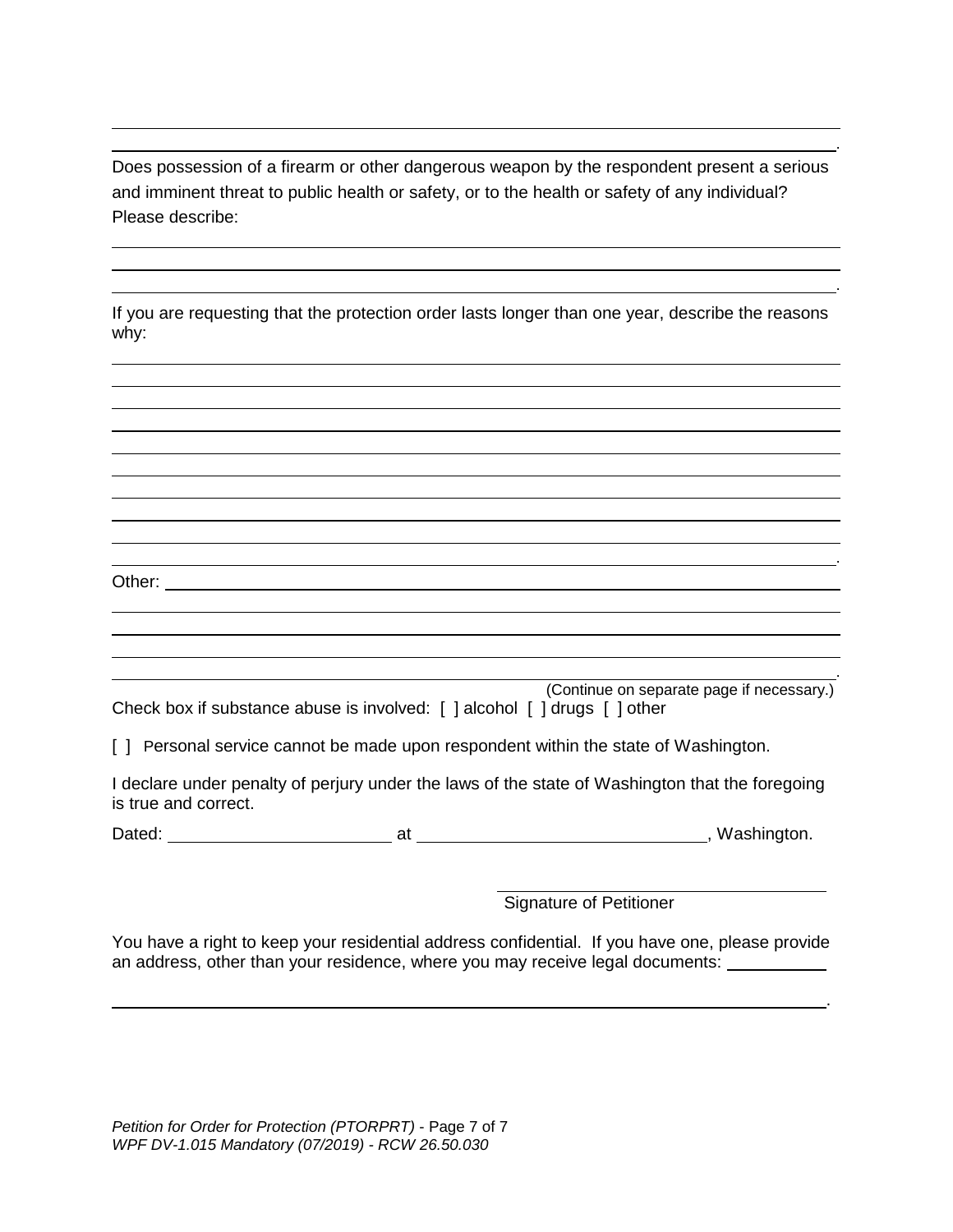Does possession of a firearm or other dangerous weapon by the respondent present a serious and imminent threat to public health or safety, or to the health or safety of any individual? Please describe:

If you are requesting that the protection order lasts longer than one year, describe the reasons why:

Other:

(Continue on separate page if necessary.)

Check box if substance abuse is involved: [ ] alcohol [ ] drugs [ ] other

[ ] Personal service cannot be made upon respondent within the state of Washington.

I declare under penalty of perjury under the laws of the state of Washington that the foregoing is true and correct.

Dated: ______________________ at ____________________________, Washington.

______________________________
Signature of Petitioner

You have a right to keep your residential address confidential. If you have one, please provide an address, other than your residence, where you may receive legal documents: __________

_______________________________________________________________________.

*Petition for Order for Protection (PTORPRT)* - Page 7 of 7
*WPF DV-1.015 Mandatory (07/2019) - RCW 26.50.030*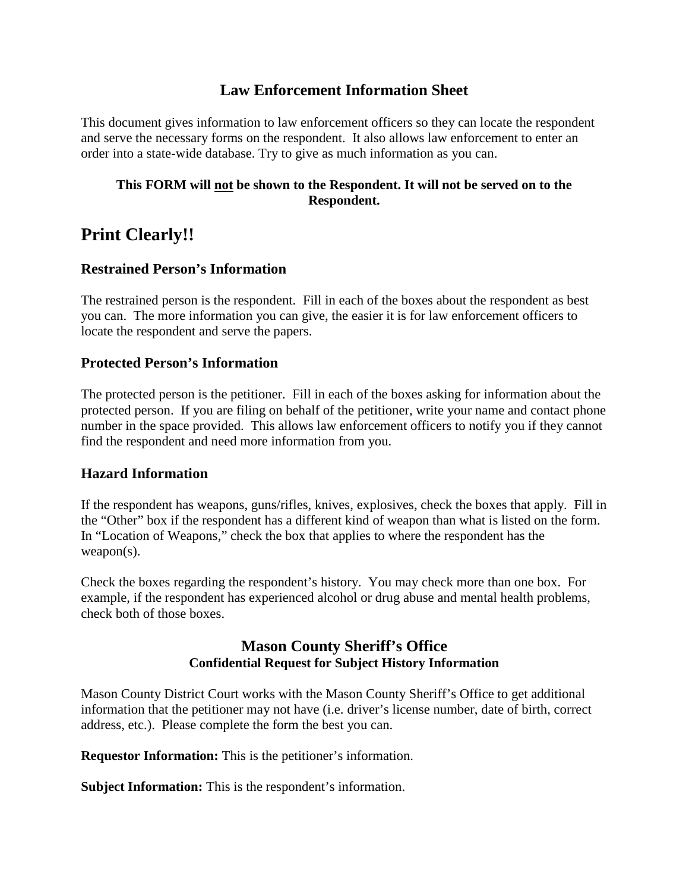## Law Enforcement Information Sheet

This document gives information to law enforcement officers so they can locate the respondent and serve the necessary forms on the respondent. It also allows law enforcement to enter an order into a state-wide database. Try to give as much information as you can.

**This FORM will <u>not</u> be shown to the Respondent. It will not be served on to the Respondent.**

# Print Clearly!!

### Restrained Person's Information

The restrained person is the respondent. Fill in each of the boxes about the respondent as best you can. The more information you can give, the easier it is for law enforcement officers to locate the respondent and serve the papers.

### Protected Person's Information

The protected person is the petitioner. Fill in each of the boxes asking for information about the protected person. If you are filing on behalf of the petitioner, write your name and contact phone number in the space provided. This allows law enforcement officers to notify you if they cannot find the respondent and need more information from you.

### Hazard Information

If the respondent has weapons, guns/rifles, knives, explosives, check the boxes that apply. Fill in the "Other" box if the respondent has a different kind of weapon than what is listed on the form. In "Location of Weapons," check the box that applies to where the respondent has the weapon(s).

Check the boxes regarding the respondent's history. You may check more than one box. For example, if the respondent has experienced alcohol or drug abuse and mental health problems, check both of those boxes.

## Mason County Sheriff's Office
**Confidential Request for Subject History Information**

Mason County District Court works with the Mason County Sheriff's Office to get additional information that the petitioner may not have (i.e. driver's license number, date of birth, correct address, etc.). Please complete the form the best you can.

**Requestor Information:** This is the petitioner's information.

**Subject Information:** This is the respondent's information.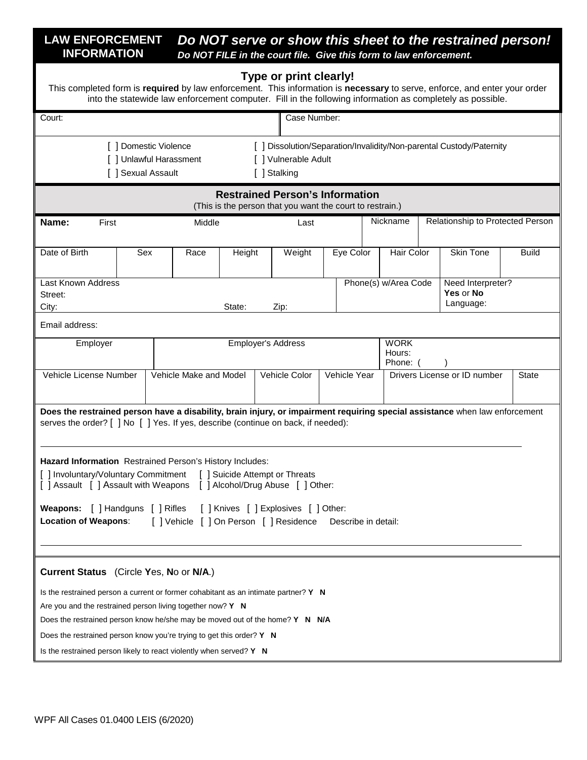**LAW ENFORCEMENT INFORMATION** ***Do NOT serve or show this sheet to the restrained person!***

***Do NOT FILE in the court file. Give this form to law enforcement.***

## Type or print clearly!

This completed form is **required** by law enforcement. This information is **necessary** to serve, enforce, and enter your order into the statewide law enforcement computer. Fill in the following information as completely as possible.

| Court: | Case Number: |
|---|---|

[ ] Domestic Violence
[ ] Unlawful Harassment
[ ] Sexual Assault
[ ] Dissolution/Separation/Invalidity/Non-parental Custody/Paternity
[ ] Vulnerable Adult
[ ] Stalking

### Restrained Person's Information

(This is the person that you want the court to restrain.)

| **Name:** First | Middle | Last | Nickname | Relationship to Protected Person |
|---|---|---|---|---|
| | | | | |

| Date of Birth | Sex | Race | Height | Weight | Eye Color | Hair Color | Skin Tone | Build |
|---|---|---|---|---|---|---|---|---|
| | | | | | | | | |

| Last Known Address<br>Street:<br>City: State: Zip: | Phone(s) w/Area Code | Need Interpreter? **Yes** or **No**<br>Language: |
|---|---|---|

Email address:

| Employer | Employer's Address | WORK<br>Hours:<br>Phone: ( ) |
|---|---|---|
| | | |

| Vehicle License Number | Vehicle Make and Model | Vehicle Color | Vehicle Year | Drivers License or ID number | State |
|---|---|---|---|---|---|
| | | | | | |

**Does the restrained person have a disability, brain injury, or impairment requiring special assistance** when law enforcement serves the order? [ ] No [ ] Yes. If yes, describe (continue on back, if needed):

______________________________________________________________________________

**Hazard Information** Restrained Person's History Includes:

[ ] Involuntary/Voluntary Commitment [ ] Suicide Attempt or Threats
[ ] Assault [ ] Assault with Weapons [ ] Alcohol/Drug Abuse [ ] Other:

**Weapons:** [ ] Handguns [ ] Rifles [ ] Knives [ ] Explosives [ ] Other:
**Location of Weapons**: [ ] Vehicle [ ] On Person [ ] Residence Describe in detail:

______________________________________________________________________________

**Current Status** (Circle **Y**es, **N**o or **N/A**.)

Is the restrained person a current or former cohabitant as an intimate partner? **Y N**

Are you and the restrained person living together now? **Y N**

Does the restrained person know he/she may be moved out of the home? **Y N N/A**

Does the restrained person know you're trying to get this order? **Y N**

Is the restrained person likely to react violently when served? **Y N**

WPF All Cases 01.0400 LEIS (6/2020)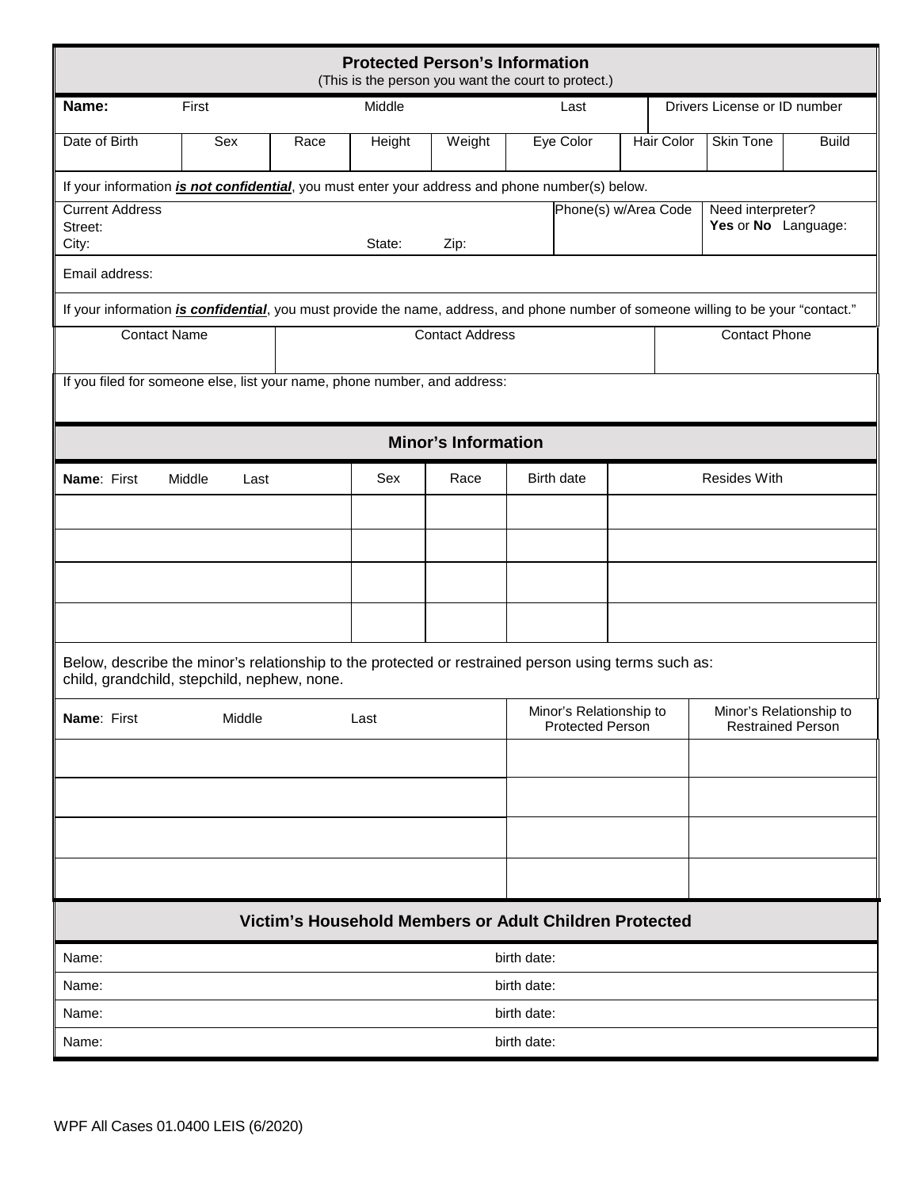## Protected Person's Information

(This is the person you want the court to protect.)

| **Name:** First | Middle | Last | Drivers License or ID number |
|---|---|---|---|
| | | | |

| Date of Birth | Sex | Race | Height | Weight | Eye Color | Hair Color | Skin Tone | Build |
|---|---|---|---|---|---|---|---|---|
| | | | | | | | | |

If your information ***is not confidential***, you must enter your address and phone number(s) below.

| Current Address<br>Street:<br>City: State: Zip: | Phone(s) w/Area Code | Need interpreter?<br>**Yes** or **No** Language: |
|---|---|---|

Email address:

If your information ***is confidential***, you must provide the name, address, and phone number of someone willing to be your "contact."

| Contact Name | Contact Address | Contact Phone |
|---|---|---|
| | | |

If you filed for someone else, list your name, phone number, and address:

## Minor's Information

| **Name**: First Middle Last | Sex | Race | Birth date | Resides With |
|---|---|---|---|---|
| | | | | |
| | | | | |
| | | | | |
| | | | | |

Below, describe the minor's relationship to the protected or restrained person using terms such as: child, grandchild, stepchild, nephew, none.

| **Name**: First Middle Last | Minor's Relationship to Protected Person | Minor's Relationship to Restrained Person |
|---|---|---|
| | | |
| | | |
| | | |
| | | |

## Victim's Household Members or Adult Children Protected

| Name: | birth date: |
|---|---|
| Name: | birth date: |
| Name: | birth date: |
| Name: | birth date: |

WPF All Cases 01.0400 LEIS (6/2020)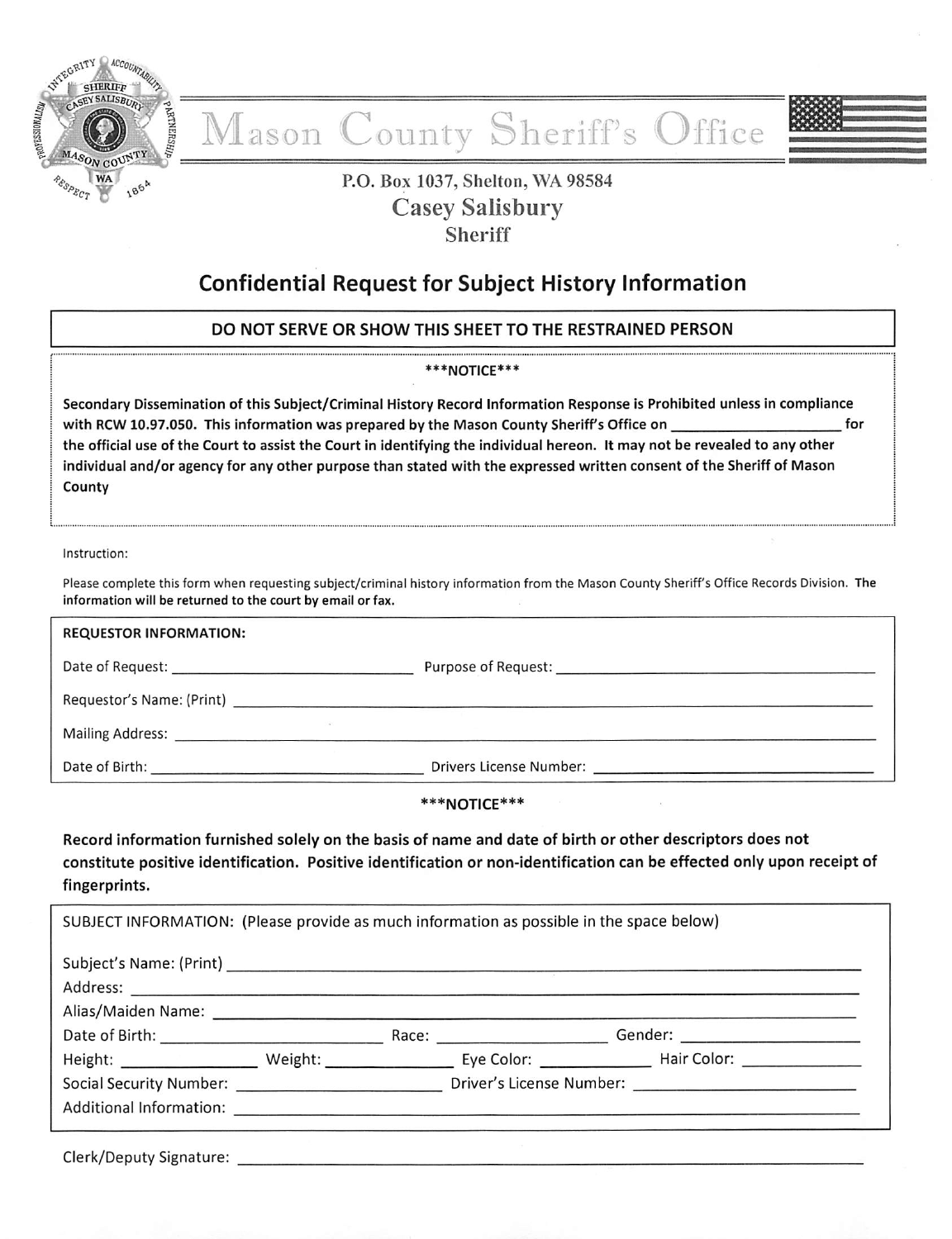# Mason County Sheriff's Office

P.O. Box 1037, Shelton, WA 98584

Casey Salisbury

Sheriff

## Confidential Request for Subject History Information

**DO NOT SERVE OR SHOW THIS SHEET TO THE RESTRAINED PERSON**

**\*\*\*NOTICE\*\*\***

**Secondary Dissemination of this Subject/Criminal History Record Information Response is Prohibited unless in compliance with RCW 10.97.050. This information was prepared by the Mason County Sheriff's Office on ____________________ for the official use of the Court to assist the Court in identifying the individual hereon. It may not be revealed to any other individual and/or agency for any other purpose than stated with the expressed written consent of the Sheriff of Mason County**

Instruction:

Please complete this form when requesting subject/criminal history information from the Mason County Sheriff's Office Records Division. **The information will be returned to the court by email or fax.**

**REQUESTOR INFORMATION:**

Date of Request: ______________________________ Purpose of Request: ______________________________

Requestor's Name: (Print) ______________________________________________________________

Mailing Address: ______________________________________________________________

Date of Birth: ______________________________ Drivers License Number: ______________________________

**\*\*\*NOTICE\*\*\***

**Record information furnished solely on the basis of name and date of birth or other descriptors does not constitute positive identification. Positive identification or non-identification can be effected only upon receipt of fingerprints.**

SUBJECT INFORMATION: (Please provide as much information as possible in the space below)

Subject's Name: (Print) ______________________________________________________________

Address: ______________________________________________________________

Alias/Maiden Name: ______________________________________________________________

Date of Birth: ________________________ Race: __________________ Gender: __________________

Height: _______________ Weight: _______________ Eye Color: ____________ Hair Color: ____________

Social Security Number: ________________________ Driver's License Number: ________________________

Additional Information: ______________________________________________________________

Clerk/Deputy Signature: ______________________________________________________________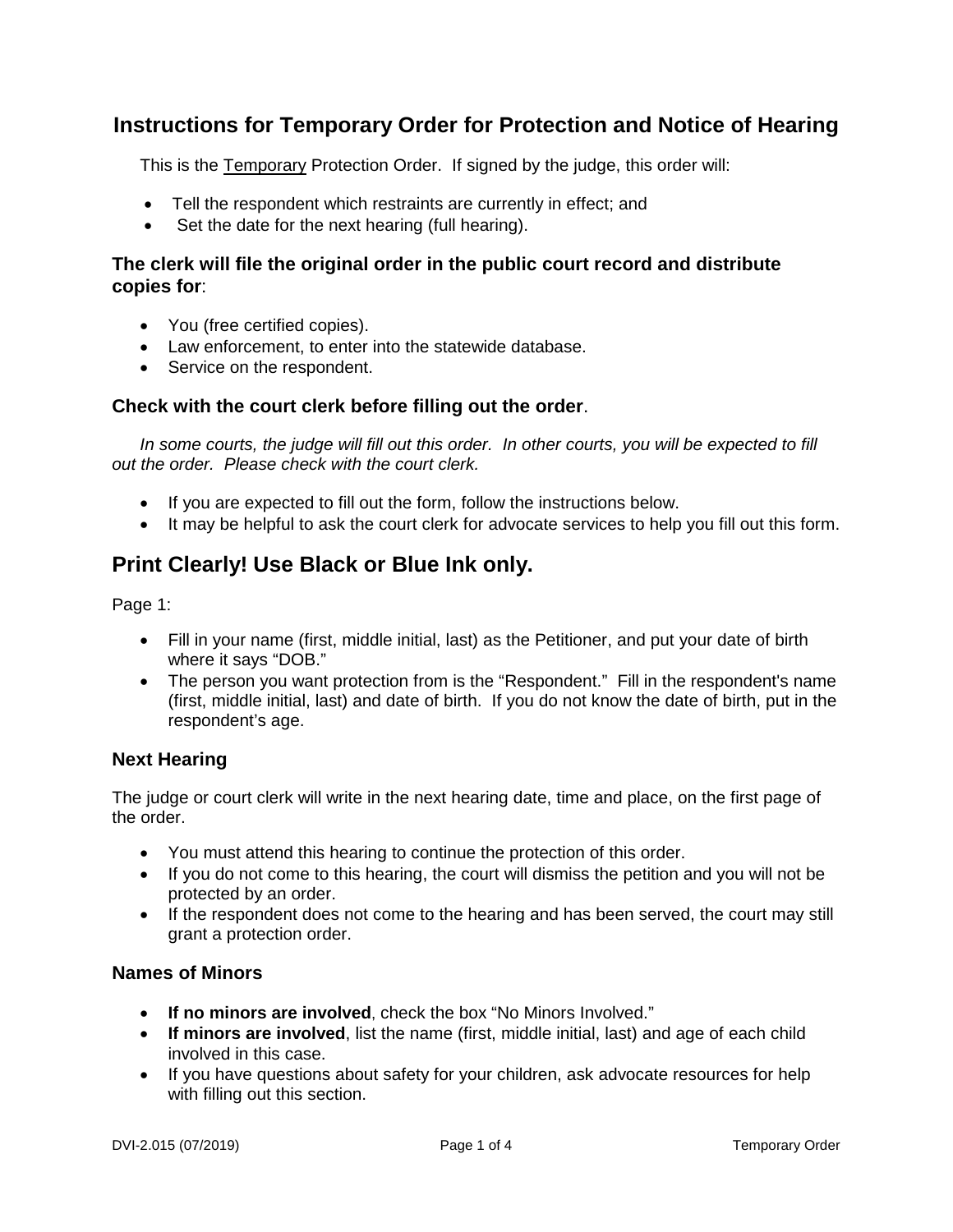# Instructions for Temporary Order for Protection and Notice of Hearing

This is the Temporary Protection Order. If signed by the judge, this order will:

- Tell the respondent which restraints are currently in effect; and
- Set the date for the next hearing (full hearing).

### The clerk will file the original order in the public court record and distribute copies for:

- You (free certified copies).
- Law enforcement, to enter into the statewide database.
- Service on the respondent.

### Check with the court clerk before filling out the order.

*In some courts, the judge will fill out this order. In other courts, you will be expected to fill out the order. Please check with the court clerk.*

- If you are expected to fill out the form, follow the instructions below.
- It may be helpful to ask the court clerk for advocate services to help you fill out this form.

## Print Clearly! Use Black or Blue Ink only.

Page 1:

- Fill in your name (first, middle initial, last) as the Petitioner, and put your date of birth where it says "DOB."
- The person you want protection from is the "Respondent." Fill in the respondent's name (first, middle initial, last) and date of birth. If you do not know the date of birth, put in the respondent's age.

### Next Hearing

The judge or court clerk will write in the next hearing date, time and place, on the first page of the order.

- You must attend this hearing to continue the protection of this order.
- If you do not come to this hearing, the court will dismiss the petition and you will not be protected by an order.
- If the respondent does not come to the hearing and has been served, the court may still grant a protection order.

### Names of Minors

- **If no minors are involved**, check the box "No Minors Involved."
- **If minors are involved**, list the name (first, middle initial, last) and age of each child involved in this case.
- If you have questions about safety for your children, ask advocate resources for help with filling out this section.

DVI-2.015 (07/2019) Temporary Order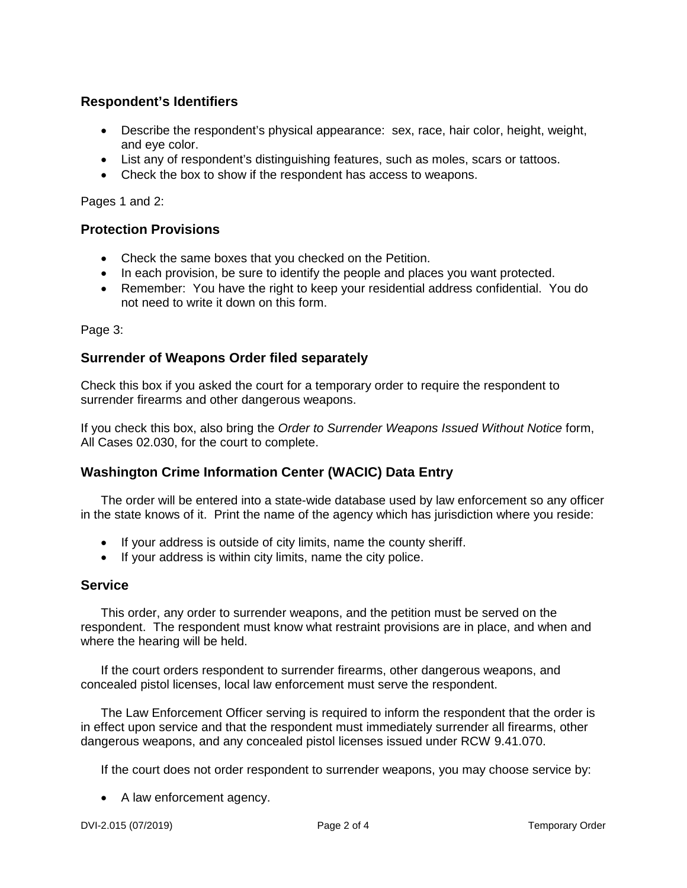### Respondent's Identifiers

- Describe the respondent's physical appearance: sex, race, hair color, height, weight, and eye color.
- List any of respondent's distinguishing features, such as moles, scars or tattoos.
- Check the box to show if the respondent has access to weapons.

Pages 1 and 2:

### Protection Provisions

- Check the same boxes that you checked on the Petition.
- In each provision, be sure to identify the people and places you want protected.
- Remember: You have the right to keep your residential address confidential. You do not need to write it down on this form.

Page 3:

### Surrender of Weapons Order filed separately

Check this box if you asked the court for a temporary order to require the respondent to surrender firearms and other dangerous weapons.

If you check this box, also bring the *Order to Surrender Weapons Issued Without Notice* form, All Cases 02.030, for the court to complete.

### Washington Crime Information Center (WACIC) Data Entry

The order will be entered into a state-wide database used by law enforcement so any officer in the state knows of it. Print the name of the agency which has jurisdiction where you reside:

- If your address is outside of city limits, name the county sheriff.
- If your address is within city limits, name the city police.

### Service

This order, any order to surrender weapons, and the petition must be served on the respondent. The respondent must know what restraint provisions are in place, and when and where the hearing will be held.

If the court orders respondent to surrender firearms, other dangerous weapons, and concealed pistol licenses, local law enforcement must serve the respondent.

The Law Enforcement Officer serving is required to inform the respondent that the order is in effect upon service and that the respondent must immediately surrender all firearms, other dangerous weapons, and any concealed pistol licenses issued under RCW 9.41.070.

If the court does not order respondent to surrender weapons, you may choose service by:

- A law enforcement agency.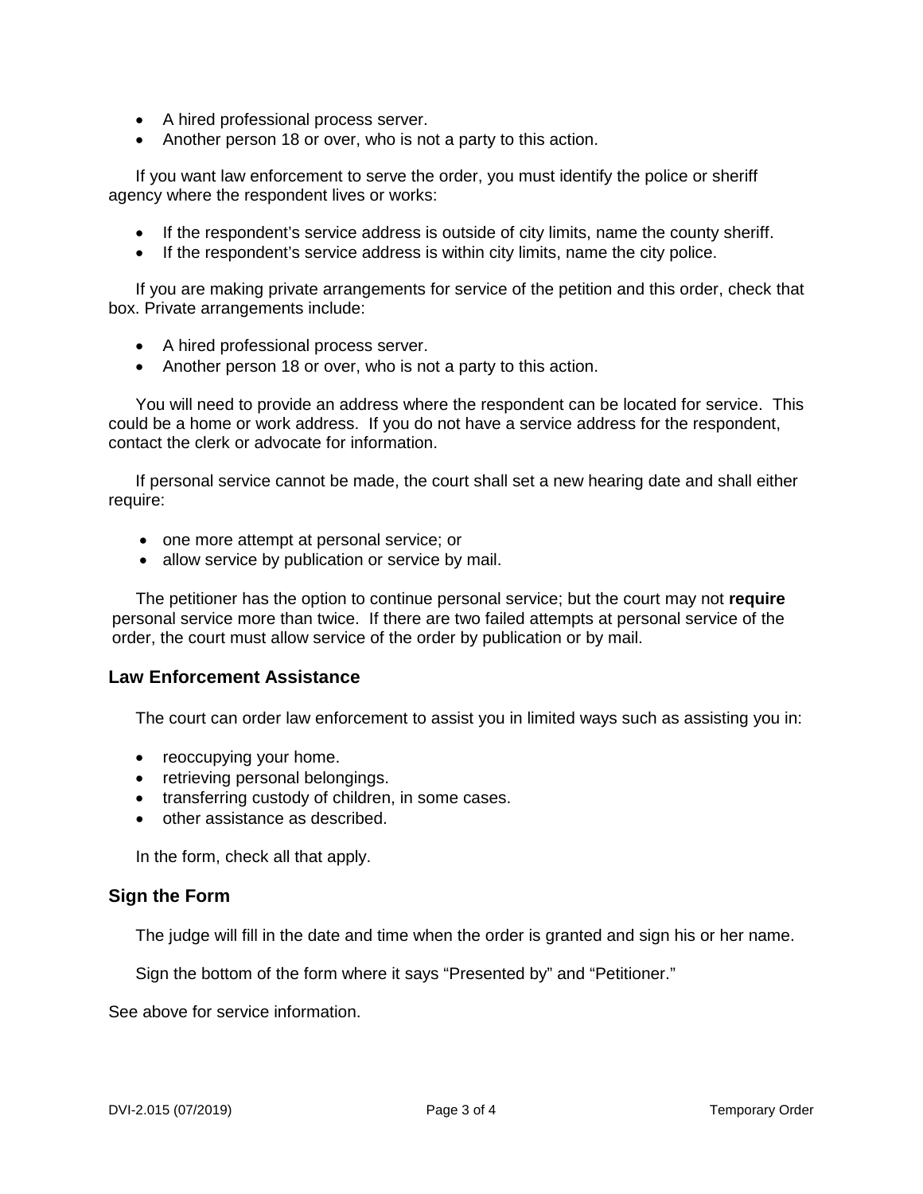- A hired professional process server.
- Another person 18 or over, who is not a party to this action.

If you want law enforcement to serve the order, you must identify the police or sheriff agency where the respondent lives or works:

- If the respondent's service address is outside of city limits, name the county sheriff.
- If the respondent's service address is within city limits, name the city police.

If you are making private arrangements for service of the petition and this order, check that box. Private arrangements include:

- A hired professional process server.
- Another person 18 or over, who is not a party to this action.

You will need to provide an address where the respondent can be located for service. This could be a home or work address. If you do not have a service address for the respondent, contact the clerk or advocate for information.

If personal service cannot be made, the court shall set a new hearing date and shall either require:

- one more attempt at personal service; or
- allow service by publication or service by mail.

The petitioner has the option to continue personal service; but the court may not **require** personal service more than twice. If there are two failed attempts at personal service of the order, the court must allow service of the order by publication or by mail.

### Law Enforcement Assistance

The court can order law enforcement to assist you in limited ways such as assisting you in:

- reoccupying your home.
- retrieving personal belongings.
- transferring custody of children, in some cases.
- other assistance as described.

In the form, check all that apply.

### Sign the Form

The judge will fill in the date and time when the order is granted and sign his or her name.

Sign the bottom of the form where it says "Presented by" and "Petitioner."

See above for service information.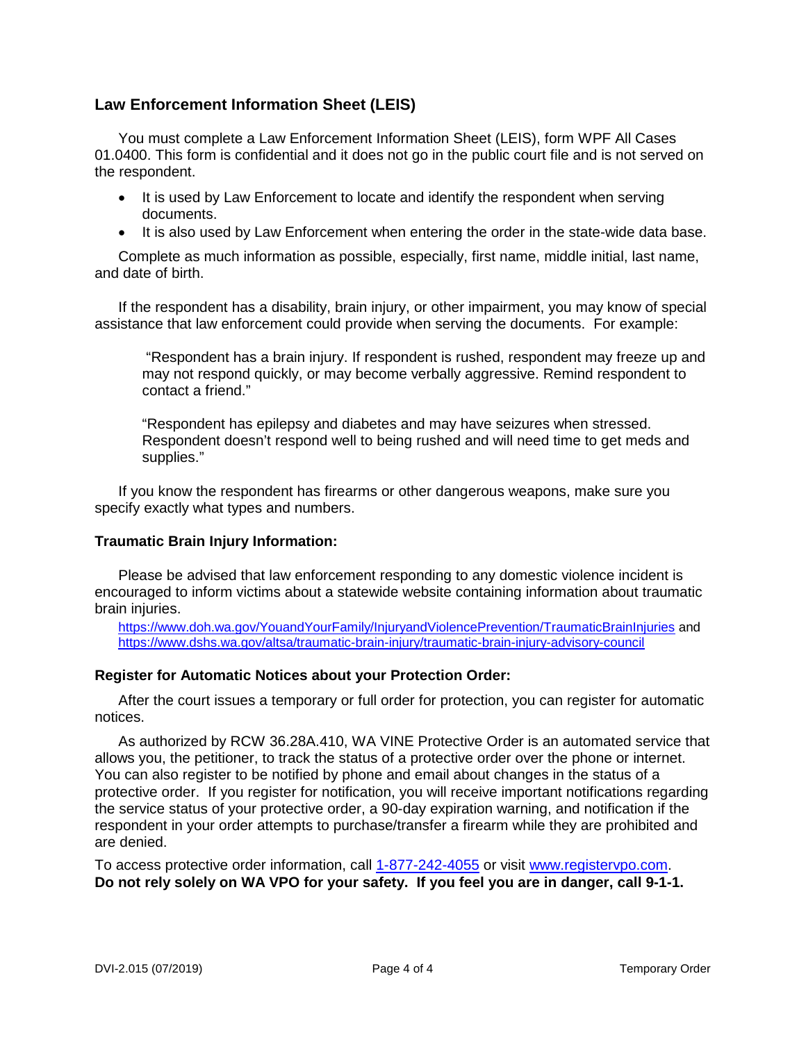## Law Enforcement Information Sheet (LEIS)

You must complete a Law Enforcement Information Sheet (LEIS), form WPF All Cases 01.0400. This form is confidential and it does not go in the public court file and is not served on the respondent.

- It is used by Law Enforcement to locate and identify the respondent when serving documents.
- It is also used by Law Enforcement when entering the order in the state-wide data base.

Complete as much information as possible, especially, first name, middle initial, last name, and date of birth.

If the respondent has a disability, brain injury, or other impairment, you may know of special assistance that law enforcement could provide when serving the documents. For example:

> "Respondent has a brain injury. If respondent is rushed, respondent may freeze up and may not respond quickly, or may become verbally aggressive. Remind respondent to contact a friend."

> "Respondent has epilepsy and diabetes and may have seizures when stressed. Respondent doesn't respond well to being rushed and will need time to get meds and supplies."

If you know the respondent has firearms or other dangerous weapons, make sure you specify exactly what types and numbers.

### Traumatic Brain Injury Information:

Please be advised that law enforcement responding to any domestic violence incident is encouraged to inform victims about a statewide website containing information about traumatic brain injuries.

https://www.doh.wa.gov/YouandYourFamily/InjuryandViolencePrevention/TraumaticBrainInjuries and https://www.dshs.wa.gov/altsa/traumatic-brain-injury/traumatic-brain-injury-advisory-council

### Register for Automatic Notices about your Protection Order:

After the court issues a temporary or full order for protection, you can register for automatic notices.

As authorized by RCW 36.28A.410, WA VINE Protective Order is an automated service that allows you, the petitioner, to track the status of a protective order over the phone or internet. You can also register to be notified by phone and email about changes in the status of a protective order. If you register for notification, you will receive important notifications regarding the service status of your protective order, a 90-day expiration warning, and notification if the respondent in your order attempts to purchase/transfer a firearm while they are prohibited and are denied.

To access protective order information, call 1-877-242-4055 or visit www.registervpo.com.
**Do not rely solely on WA VPO for your safety. If you feel you are in danger, call 9-1-1.**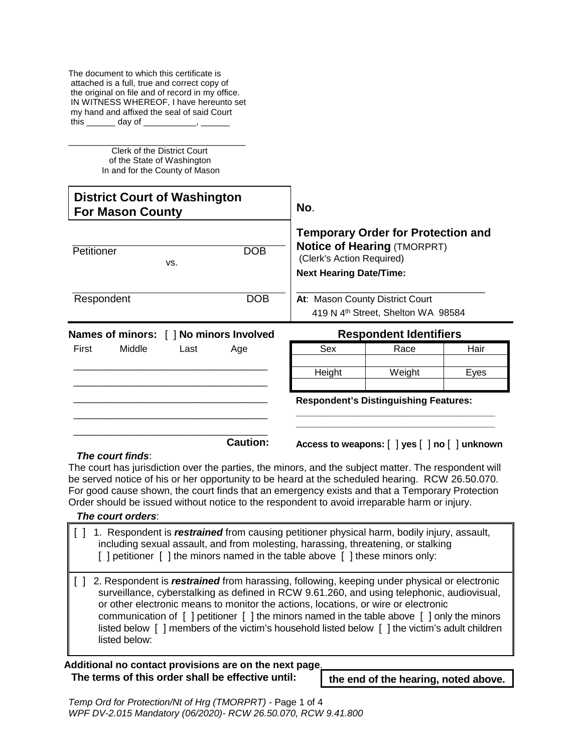The document to which this certificate is attached is a full, true and correct copy of the original on file and of record in my office. IN WITNESS WHEREOF, I have hereunto set my hand and affixed the seal of said Court this ______ day of ___________, ______

___________________________________
Clerk of the District Court
of the State of Washington
In and for the County of Mason

## District Court of Washington For Mason County

**No**.

Petitioner DOB

vs.

Respondent DOB

## Temporary Order for Protection and Notice of Hearing (TMORPRT)

(Clerk's Action Required)

**Next Hearing Date/Time:**

___________________________________

**At**: Mason County District Court
419 N 4th Street, Shelton WA 98584

**Names of minors:** [ ] **No minors Involved**

| First | Middle | Last | Age |
|---|---|---|---|
| | | | |
| | | | |
| | | | |
| | | | |
| | | | |

**Caution:**

**Respondent Identifiers**

| Sex | Race | Hair |
|---|---|---|
| | | |
| **Height** | **Weight** | **Eyes** |
| | | |

**Respondent's Distinguishing Features:**

___________________________________
___________________________________

**Access to weapons:** [ ] **yes** [ ] **no** [ ] **unknown**

***The court finds***:

The court has jurisdiction over the parties, the minors, and the subject matter. The respondent will be served notice of his or her opportunity to be heard at the scheduled hearing. RCW 26.50.070. For good cause shown, the court finds that an emergency exists and that a Temporary Protection Order should be issued without notice to the respondent to avoid irreparable harm or injury.

***The court orders***:

[ ] 1. Respondent is ***restrained*** from causing petitioner physical harm, bodily injury, assault, including sexual assault, and from molesting, harassing, threatening, or stalking [ ] petitioner [ ] the minors named in the table above [ ] these minors only:

[ ] 2. Respondent is ***restrained*** from harassing, following, keeping under physical or electronic surveillance, cyberstalking as defined in RCW 9.61.260, and using telephonic, audiovisual, or other electronic means to monitor the actions, locations, or wire or electronic communication of [ ] petitioner [ ] the minors named in the table above [ ] only the minors listed below [ ] members of the victim's household listed below [ ] the victim's adult children listed below:

**Additional no contact provisions are on the next page**.

**The terms of this order shall be effective until:** **the end of the hearing, noted above.**

*Temp Ord for Protection/Nt of Hrg (TMORPRT) - Page 1 of 4*
*WPF DV-2.015 Mandatory (06/2020)- RCW 26.50.070, RCW 9.41.800*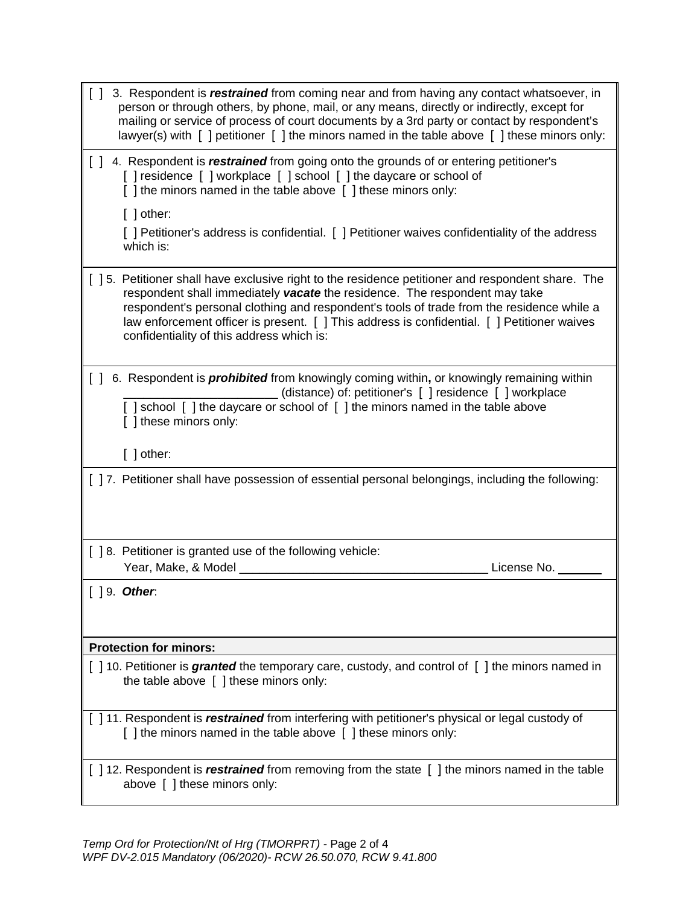[ ] 3. Respondent is ***restrained*** from coming near and from having any contact whatsoever, in person or through others, by phone, mail, or any means, directly or indirectly, except for mailing or service of process of court documents by a 3rd party or contact by respondent's lawyer(s) with [ ] petitioner [ ] the minors named in the table above [ ] these minors only:

[ ] 4. Respondent is ***restrained*** from going onto the grounds of or entering petitioner's [ ] residence [ ] workplace [ ] school [ ] the daycare or school of [ ] the minors named in the table above [ ] these minors only:

[ ] other:

[ ] Petitioner's address is confidential. [ ] Petitioner waives confidentiality of the address which is:

[ ] 5. Petitioner shall have exclusive right to the residence petitioner and respondent share. The respondent shall immediately ***vacate*** the residence. The respondent may take respondent's personal clothing and respondent's tools of trade from the residence while a law enforcement officer is present. [ ] This address is confidential. [ ] Petitioner waives confidentiality of this address which is:

[ ] 6. Respondent is ***prohibited*** from knowingly coming within**,** or knowingly remaining within _______________________ (distance) of: petitioner's [ ] residence [ ] workplace [ ] school [ ] the daycare or school of [ ] the minors named in the table above [ ] these minors only:

[ ] other:

[ ] 7. Petitioner shall have possession of essential personal belongings, including the following:

[ ] 8. Petitioner is granted use of the following vehicle:
Year, Make, & Model _____________________________________ License No. _______

[ ] 9. ***Other***:

**Protection for minors:**

[ ] 10. Petitioner is ***granted*** the temporary care, custody, and control of [ ] the minors named in the table above [ ] these minors only:

[ ] 11. Respondent is ***restrained*** from interfering with petitioner's physical or legal custody of [ ] the minors named in the table above [ ] these minors only:

[ ] 12. Respondent is ***restrained*** from removing from the state [ ] the minors named in the table above [ ] these minors only:

*Temp Ord for Protection/Nt of Hrg (TMORPRT)* - Page 2 of 4
*WPF DV-2.015 Mandatory (06/2020)- RCW 26.50.070, RCW 9.41.800*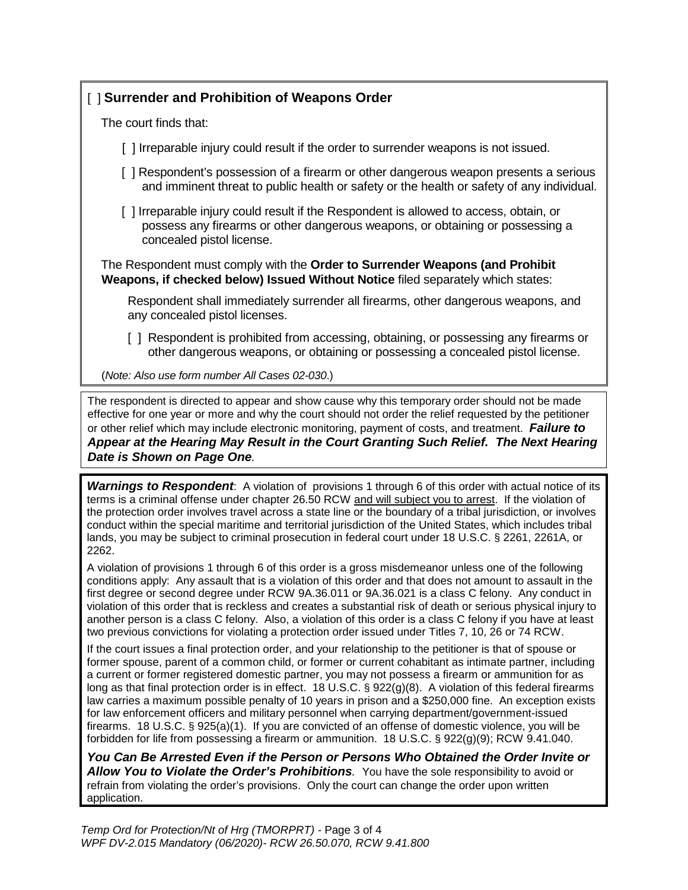[ ] **Surrender and Prohibition of Weapons Order**

The court finds that:

[ ] Irreparable injury could result if the order to surrender weapons is not issued.

[ ] Respondent's possession of a firearm or other dangerous weapon presents a serious and imminent threat to public health or safety or the health or safety of any individual.

[ ] Irreparable injury could result if the Respondent is allowed to access, obtain, or possess any firearms or other dangerous weapons, or obtaining or possessing a concealed pistol license.

The Respondent must comply with the **Order to Surrender Weapons (and Prohibit Weapons, if checked below) Issued Without Notice** filed separately which states:

Respondent shall immediately surrender all firearms, other dangerous weapons, and any concealed pistol licenses.

[ ] Respondent is prohibited from accessing, obtaining, or possessing any firearms or other dangerous weapons, or obtaining or possessing a concealed pistol license.

(*Note: Also use form number All Cases 02-030*.)

The respondent is directed to appear and show cause why this temporary order should not be made effective for one year or more and why the court should not order the relief requested by the petitioner or other relief which may include electronic monitoring, payment of costs, and treatment. ***Failure to Appear at the Hearing May Result in the Court Granting Such Relief. The Next Hearing Date is Shown on Page One.***

***Warnings to Respondent***: A violation of provisions 1 through 6 of this order with actual notice of its terms is a criminal offense under chapter 26.50 RCW and will subject you to arrest. If the violation of the protection order involves travel across a state line or the boundary of a tribal jurisdiction, or involves conduct within the special maritime and territorial jurisdiction of the United States, which includes tribal lands, you may be subject to criminal prosecution in federal court under 18 U.S.C. § 2261, 2261A, or 2262.

A violation of provisions 1 through 6 of this order is a gross misdemeanor unless one of the following conditions apply: Any assault that is a violation of this order and that does not amount to assault in the first degree or second degree under RCW 9A.36.011 or 9A.36.021 is a class C felony. Any conduct in violation of this order that is reckless and creates a substantial risk of death or serious physical injury to another person is a class C felony. Also, a violation of this order is a class C felony if you have at least two previous convictions for violating a protection order issued under Titles 7, 10, 26 or 74 RCW.

If the court issues a final protection order, and your relationship to the petitioner is that of spouse or former spouse, parent of a common child, or former or current cohabitant as intimate partner, including a current or former registered domestic partner, you may not possess a firearm or ammunition for as long as that final protection order is in effect. 18 U.S.C. § 922(g)(8). A violation of this federal firearms law carries a maximum possible penalty of 10 years in prison and a $250,000 fine. An exception exists for law enforcement officers and military personnel when carrying department/government-issued firearms. 18 U.S.C. § 925(a)(1). If you are convicted of an offense of domestic violence, you will be forbidden for life from possessing a firearm or ammunition. 18 U.S.C. § 922(g)(9); RCW 9.41.040.

***You Can Be Arrested Even if the Person or Persons Who Obtained the Order Invite or Allow You to Violate the Order's Prohibitions****.* You have the sole responsibility to avoid or refrain from violating the order's provisions. Only the court can change the order upon written application.

*Temp Ord for Protection/Nt of Hrg (TMORPRT)* - Page 3 of 4
*WPF DV-2.015 Mandatory (06/2020)- RCW 26.50.070, RCW 9.41.800*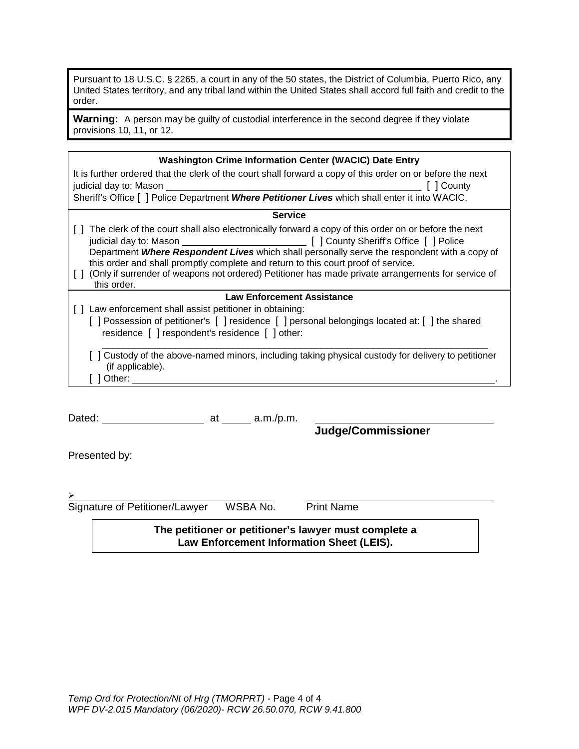Pursuant to 18 U.S.C. § 2265, a court in any of the 50 states, the District of Columbia, Puerto Rico, any United States territory, and any tribal land within the United States shall accord full faith and credit to the order.

**Warning:** A person may be guilty of custodial interference in the second degree if they violate provisions 10, 11, or 12.

**Washington Crime Information Center (WACIC) Date Entry**

It is further ordered that the clerk of the court shall forward a copy of this order on or before the next judicial day to: Mason ______________________________________________ [ ] County Sheriff's Office [ ] Police Department ***Where Petitioner Lives*** which shall enter it into WACIC.

**Service**

[ ] The clerk of the court shall also electronically forward a copy of this order on or before the next judicial day to: Mason ______________________ [ ] County Sheriff's Office [ ] Police Department ***Where Respondent Lives*** which shall personally serve the respondent with a copy of this order and shall promptly complete and return to this court proof of service.

[ ] (Only if surrender of weapons not ordered) Petitioner has made private arrangements for service of this order.

**Law Enforcement Assistance**

[ ] Law enforcement shall assist petitioner in obtaining:

[ ] Possession of petitioner's [ ] residence [ ] personal belongings located at: [ ] the shared residence [ ] respondent's residence [ ] other:
______________________________________________________________________

[ ] Custody of the above-named minors, including taking physical custody for delivery to petitioner (if applicable).

[ ] Other: ______________________________________________________________.

Dated: ________________ at _____ a.m./p.m. ____________________________

**Judge/Commissioner**

Presented by:

➢ ________________________________ ____________________________

Signature of Petitioner/Lawyer WSBA No. Print Name

**The petitioner or petitioner's lawyer must complete a Law Enforcement Information Sheet (LEIS).**

*Temp Ord for Protection/Nt of Hrg (TMORPRT)* - Page 4 of 4
*WPF DV-2.015 Mandatory (06/2020)- RCW 26.50.070, RCW 9.41.800*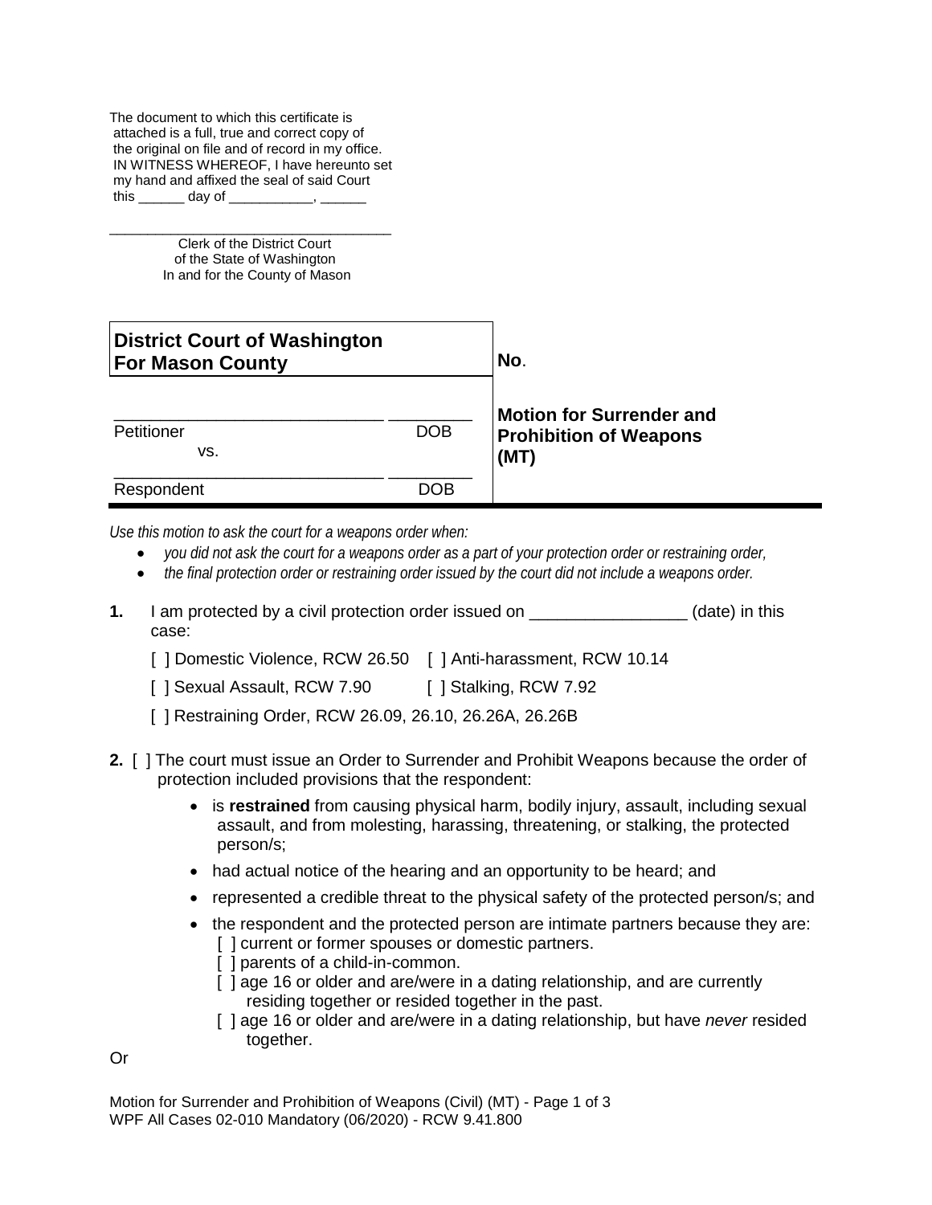The document to which this certificate is attached is a full, true and correct copy of the original on file and of record in my office. IN WITNESS WHEREOF, I have hereunto set my hand and affixed the seal of said Court this ______ day of ___________, ______

____________________________________
Clerk of the District Court
of the State of Washington
In and for the County of Mason

| **District Court of Washington For Mason County** | **No**. |
|---|---|
| ____________________________ _________ Petitioner DOB vs. ____________________________ _________ Respondent DOB | **Motion for Surrender and Prohibition of Weapons (MT)** |

*Use this motion to ask the court for a weapons order when:*

- *you did not ask the court for a weapons order as a part of your protection order or restraining order,*
- *the final protection order or restraining order issued by the court did not include a weapons order.*

**1.** I am protected by a civil protection order issued on _________________ (date) in this case:

[ ] Domestic Violence, RCW 26.50 [ ] Anti-harassment, RCW 10.14

[ ] Sexual Assault, RCW 7.90 [ ] Stalking, RCW 7.92

[ ] Restraining Order, RCW 26.09, 26.10, 26.26A, 26.26B

**2.** [ ] The court must issue an Order to Surrender and Prohibit Weapons because the order of protection included provisions that the respondent:

- is **restrained** from causing physical harm, bodily injury, assault, including sexual assault, and from molesting, harassing, threatening, or stalking, the protected person/s;
- had actual notice of the hearing and an opportunity to be heard; and
- represented a credible threat to the physical safety of the protected person/s; and
- the respondent and the protected person are intimate partners because they are:
  - [ ] current or former spouses or domestic partners.
  - [ ] parents of a child-in-common.
  - [ ] age 16 or older and are/were in a dating relationship, and are currently residing together or resided together in the past.
  - [ ] age 16 or older and are/were in a dating relationship, but have *never* resided together.

Or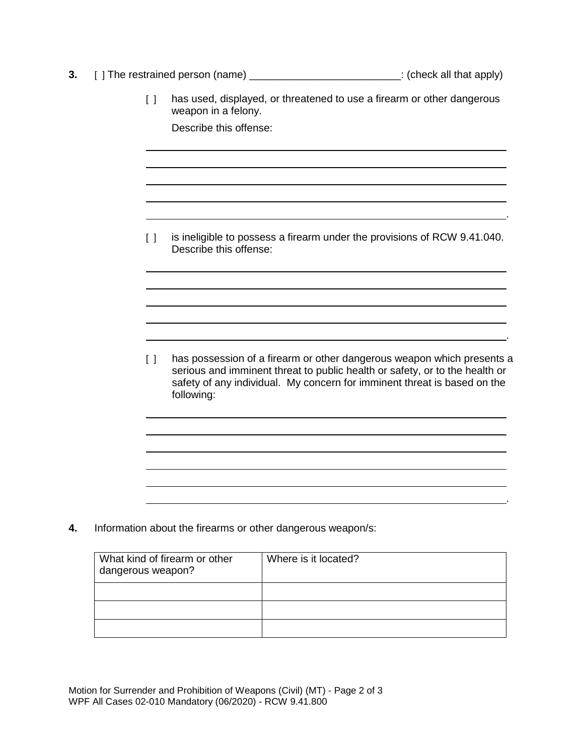**3.** [ ] The restrained person (name) \_\_\_\_\_\_\_\_\_\_\_\_\_\_\_\_\_\_\_\_\_\_\_\_\_\_: (check all that apply)

[ ] has used, displayed, or threatened to use a firearm or other dangerous weapon in a felony.

Describe this offense:

\_\_\_\_\_\_\_\_\_\_\_\_\_\_\_\_\_\_\_\_\_\_\_\_\_\_\_\_\_\_\_\_\_\_\_\_\_\_\_\_\_\_\_\_\_\_\_\_\_\_\_\_\_\_\_\_\_\_\_\_

\_\_\_\_\_\_\_\_\_\_\_\_\_\_\_\_\_\_\_\_\_\_\_\_\_\_\_\_\_\_\_\_\_\_\_\_\_\_\_\_\_\_\_\_\_\_\_\_\_\_\_\_\_\_\_\_\_\_\_\_

\_\_\_\_\_\_\_\_\_\_\_\_\_\_\_\_\_\_\_\_\_\_\_\_\_\_\_\_\_\_\_\_\_\_\_\_\_\_\_\_\_\_\_\_\_\_\_\_\_\_\_\_\_\_\_\_\_\_\_\_

\_\_\_\_\_\_\_\_\_\_\_\_\_\_\_\_\_\_\_\_\_\_\_\_\_\_\_\_\_\_\_\_\_\_\_\_\_\_\_\_\_\_\_\_\_\_\_\_\_\_\_\_\_\_\_\_\_\_\_\_

\_\_\_\_\_\_\_\_\_\_\_\_\_\_\_\_\_\_\_\_\_\_\_\_\_\_\_\_\_\_\_\_\_\_\_\_\_\_\_\_\_\_\_\_\_\_\_\_\_\_\_\_\_\_\_\_\_\_\_\_.

[ ] is ineligible to possess a firearm under the provisions of RCW 9.41.040. Describe this offense:

\_\_\_\_\_\_\_\_\_\_\_\_\_\_\_\_\_\_\_\_\_\_\_\_\_\_\_\_\_\_\_\_\_\_\_\_\_\_\_\_\_\_\_\_\_\_\_\_\_\_\_\_\_\_\_\_\_\_\_\_

\_\_\_\_\_\_\_\_\_\_\_\_\_\_\_\_\_\_\_\_\_\_\_\_\_\_\_\_\_\_\_\_\_\_\_\_\_\_\_\_\_\_\_\_\_\_\_\_\_\_\_\_\_\_\_\_\_\_\_\_

\_\_\_\_\_\_\_\_\_\_\_\_\_\_\_\_\_\_\_\_\_\_\_\_\_\_\_\_\_\_\_\_\_\_\_\_\_\_\_\_\_\_\_\_\_\_\_\_\_\_\_\_\_\_\_\_\_\_\_\_

\_\_\_\_\_\_\_\_\_\_\_\_\_\_\_\_\_\_\_\_\_\_\_\_\_\_\_\_\_\_\_\_\_\_\_\_\_\_\_\_\_\_\_\_\_\_\_\_\_\_\_\_\_\_\_\_\_\_\_\_

\_\_\_\_\_\_\_\_\_\_\_\_\_\_\_\_\_\_\_\_\_\_\_\_\_\_\_\_\_\_\_\_\_\_\_\_\_\_\_\_\_\_\_\_\_\_\_\_\_\_\_\_\_\_\_\_\_\_\_\_.

[ ] has possession of a firearm or other dangerous weapon which presents a serious and imminent threat to public health or safety, or to the health or safety of any individual. My concern for imminent threat is based on the following:

\_\_\_\_\_\_\_\_\_\_\_\_\_\_\_\_\_\_\_\_\_\_\_\_\_\_\_\_\_\_\_\_\_\_\_\_\_\_\_\_\_\_\_\_\_\_\_\_\_\_\_\_\_\_\_\_\_\_\_\_

\_\_\_\_\_\_\_\_\_\_\_\_\_\_\_\_\_\_\_\_\_\_\_\_\_\_\_\_\_\_\_\_\_\_\_\_\_\_\_\_\_\_\_\_\_\_\_\_\_\_\_\_\_\_\_\_\_\_\_\_

\_\_\_\_\_\_\_\_\_\_\_\_\_\_\_\_\_\_\_\_\_\_\_\_\_\_\_\_\_\_\_\_\_\_\_\_\_\_\_\_\_\_\_\_\_\_\_\_\_\_\_\_\_\_\_\_\_\_\_\_

\_\_\_\_\_\_\_\_\_\_\_\_\_\_\_\_\_\_\_\_\_\_\_\_\_\_\_\_\_\_\_\_\_\_\_\_\_\_\_\_\_\_\_\_\_\_\_\_\_\_\_\_\_\_\_\_\_\_\_\_

\_\_\_\_\_\_\_\_\_\_\_\_\_\_\_\_\_\_\_\_\_\_\_\_\_\_\_\_\_\_\_\_\_\_\_\_\_\_\_\_\_\_\_\_\_\_\_\_\_\_\_\_\_\_\_\_\_\_\_\_

\_\_\_\_\_\_\_\_\_\_\_\_\_\_\_\_\_\_\_\_\_\_\_\_\_\_\_\_\_\_\_\_\_\_\_\_\_\_\_\_\_\_\_\_\_\_\_\_\_\_\_\_\_\_\_\_\_\_\_\_.

**4.** Information about the firearms or other dangerous weapon/s:

| What kind of firearm or other dangerous weapon? | Where is it located? |
| --- | --- |
| | |
| | |
| | |

Motion for Surrender and Prohibition of Weapons (Civil) (MT)
WPF All Cases 02-010 Mandatory (06/2020) - RCW 9.41.800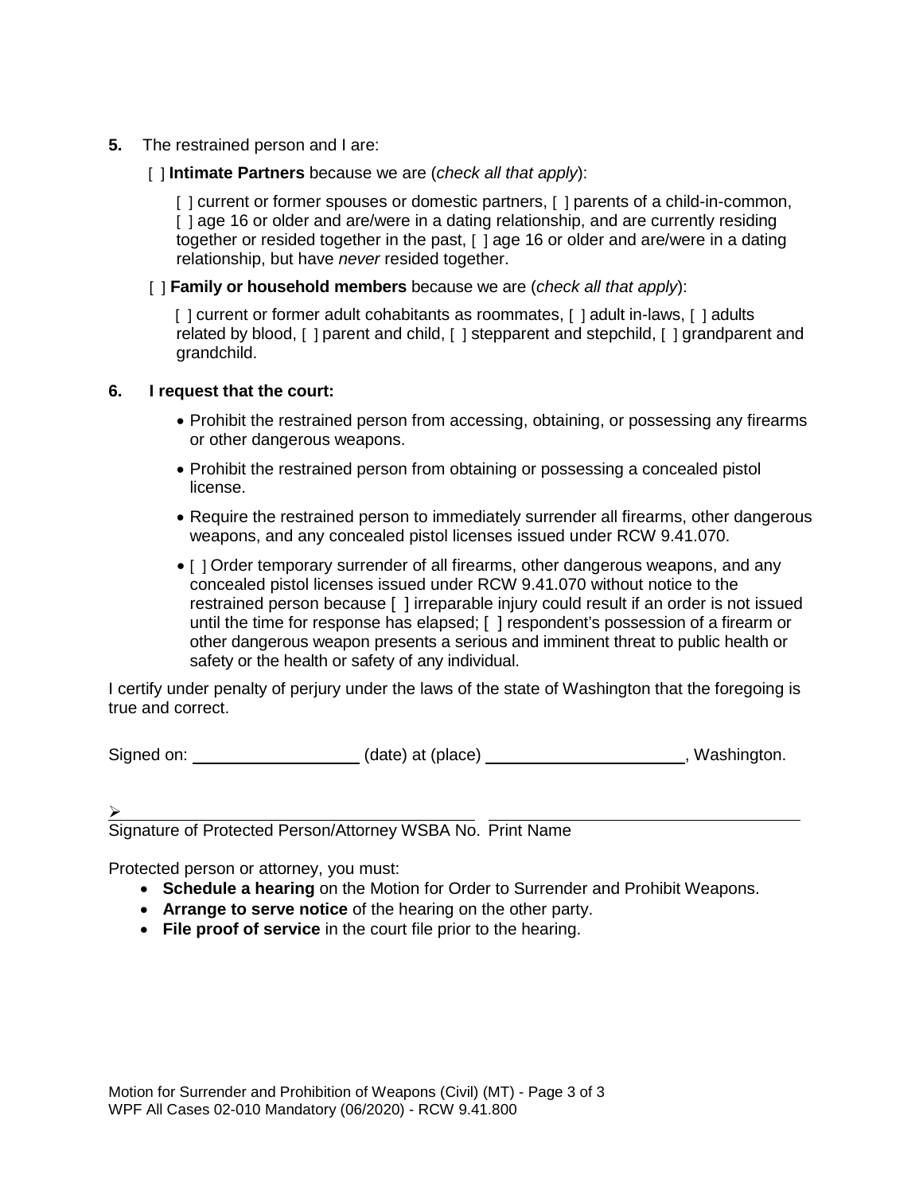**5.** The restrained person and I are:

[ ] **Intimate Partners** because we are (*check all that apply*):

[ ] current or former spouses or domestic partners, [ ] parents of a child-in-common, [ ] age 16 or older and are/were in a dating relationship, and are currently residing together or resided together in the past, [ ] age 16 or older and are/were in a dating relationship, but have *never* resided together.

[ ] **Family or household members** because we are (*check all that apply*):

[ ] current or former adult cohabitants as roommates, [ ] adult in-laws, [ ] adults related by blood, [ ] parent and child, [ ] stepparent and stepchild, [ ] grandparent and grandchild.

**6. I request that the court:**

- Prohibit the restrained person from accessing, obtaining, or possessing any firearms or other dangerous weapons.
- Prohibit the restrained person from obtaining or possessing a concealed pistol license.
- Require the restrained person to immediately surrender all firearms, other dangerous weapons, and any concealed pistol licenses issued under RCW 9.41.070.
- [ ] Order temporary surrender of all firearms, other dangerous weapons, and any concealed pistol licenses issued under RCW 9.41.070 without notice to the restrained person because [ ] irreparable injury could result if an order is not issued until the time for response has elapsed; [ ] respondent's possession of a firearm or other dangerous weapon presents a serious and imminent threat to public health or safety or the health or safety of any individual.

I certify under penalty of perjury under the laws of the state of Washington that the foregoing is true and correct.

Signed on: ____________________ (date) at (place) ________________________, Washington.

➢ ________________________________________ ________________________________________
Signature of Protected Person/Attorney WSBA No. Print Name

Protected person or attorney, you must:

- **Schedule a hearing** on the Motion for Order to Surrender and Prohibit Weapons.
- **Arrange to serve notice** of the hearing on the other party.
- **File proof of service** in the court file prior to the hearing.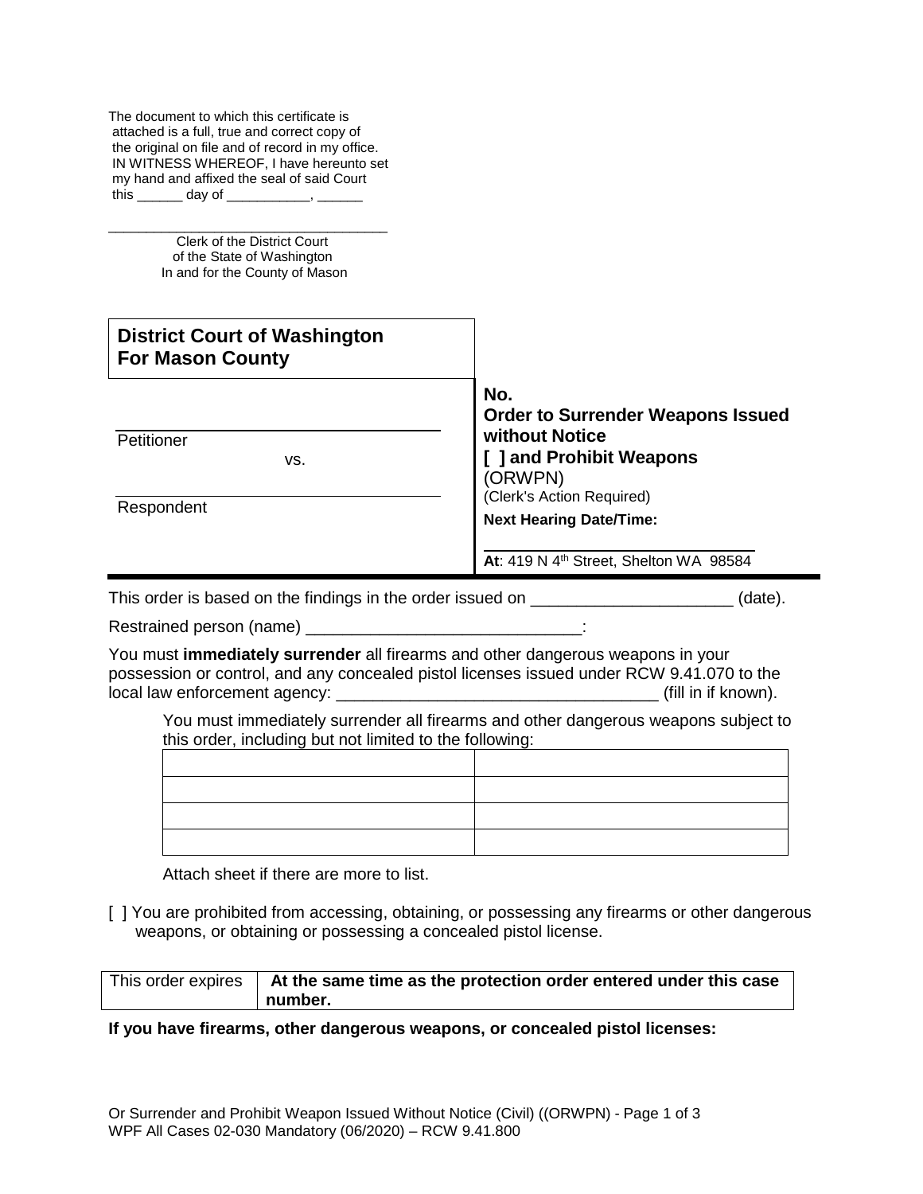The document to which this certificate is attached is a full, true and correct copy of the original on file and of record in my office. IN WITNESS WHEREOF, I have hereunto set my hand and affixed the seal of said Court this ______ day of ___________, ______

____________________________________
Clerk of the District Court
of the State of Washington
In and for the County of Mason

**District Court of Washington**
**For Mason County**

______________________________
Petitioner

vs.

______________________________
Respondent

**No.**
**Order to Surrender Weapons Issued without Notice**
**[ ] and Prohibit Weapons**
(ORWPN)
(Clerk's Action Required)
**Next Hearing Date/Time:**

______________________________
**At**: 419 N 4th Street, Shelton WA 98584

This order is based on the findings in the order issued on ______________________ (date).

Restrained person (name) ______________________________:

You must **immediately surrender** all firearms and other dangerous weapons in your possession or control, and any concealed pistol licenses issued under RCW 9.41.070 to the local law enforcement agency: __________________________________ (fill in if known).

You must immediately surrender all firearms and other dangerous weapons subject to this order, including but not limited to the following:

| | |
|---|---|
| | |
| | |
| | |
| | |

Attach sheet if there are more to list.

[ ] You are prohibited from accessing, obtaining, or possessing any firearms or other dangerous weapons, or obtaining or possessing a concealed pistol license.

| This order expires | **At the same time as the protection order entered under this case number.** |
|---|---|

**If you have firearms, other dangerous weapons, or concealed pistol licenses:**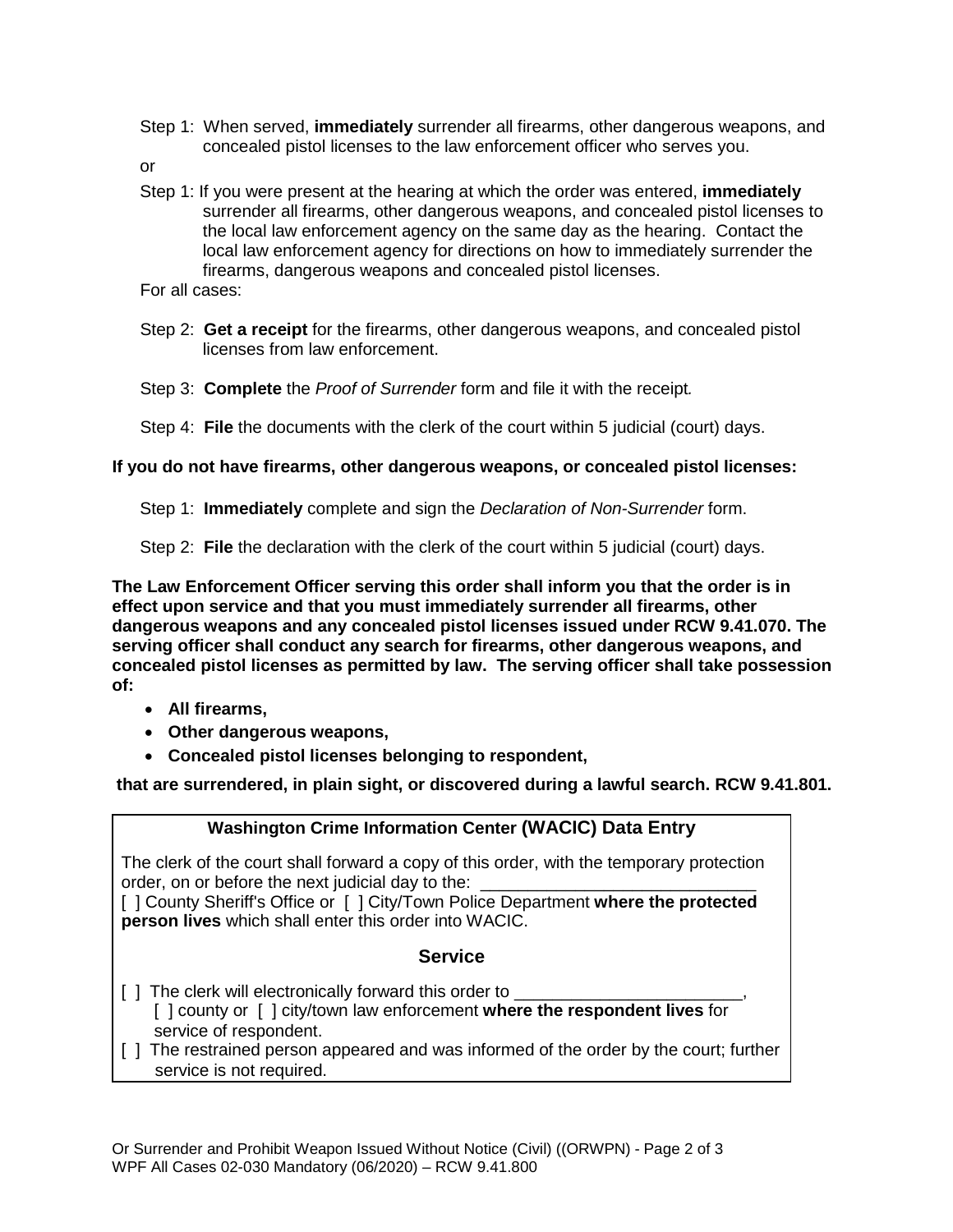Step 1: When served, **immediately** surrender all firearms, other dangerous weapons, and concealed pistol licenses to the law enforcement officer who serves you.

or

Step 1: If you were present at the hearing at which the order was entered, **immediately** surrender all firearms, other dangerous weapons, and concealed pistol licenses to the local law enforcement agency on the same day as the hearing. Contact the local law enforcement agency for directions on how to immediately surrender the firearms, dangerous weapons and concealed pistol licenses.

For all cases:

Step 2: **Get a receipt** for the firearms, other dangerous weapons, and concealed pistol licenses from law enforcement.

Step 3: **Complete** the *Proof of Surrender* form and file it with the receipt*.*

Step 4: **File** the documents with the clerk of the court within 5 judicial (court) days.

**If you do not have firearms, other dangerous weapons, or concealed pistol licenses:**

Step 1: **Immediately** complete and sign the *Declaration of Non-Surrender* form.

Step 2: **File** the declaration with the clerk of the court within 5 judicial (court) days.

**The Law Enforcement Officer serving this order shall inform you that the order is in effect upon service and that you must immediately surrender all firearms, other dangerous weapons and any concealed pistol licenses issued under RCW 9.41.070. The serving officer shall conduct any search for firearms, other dangerous weapons, and concealed pistol licenses as permitted by law. The serving officer shall take possession of:**

- **All firearms,**
- **Other dangerous weapons,**
- **Concealed pistol licenses belonging to respondent,**

**that are surrendered, in plain sight, or discovered during a lawful search. RCW 9.41.801.**

**Washington Crime Information Center (WACIC) Data Entry**

The clerk of the court shall forward a copy of this order, with the temporary protection order, on or before the next judicial day to the: ____________________________
[ ] County Sheriff's Office or [ ] City/Town Police Department **where the protected person lives** which shall enter this order into WACIC.

**Service**

[ ] The clerk will electronically forward this order to ________________________,
[ ] county or [ ] city/town law enforcement **where the respondent lives** for service of respondent.

[ ] The restrained person appeared and was informed of the order by the court; further service is not required.

Or Surrender and Prohibit Weapon Issued Without Notice (Civil) ((ORWPN) - Page 2 of 3
WPF All Cases 02-030 Mandatory (06/2020) – RCW 9.41.800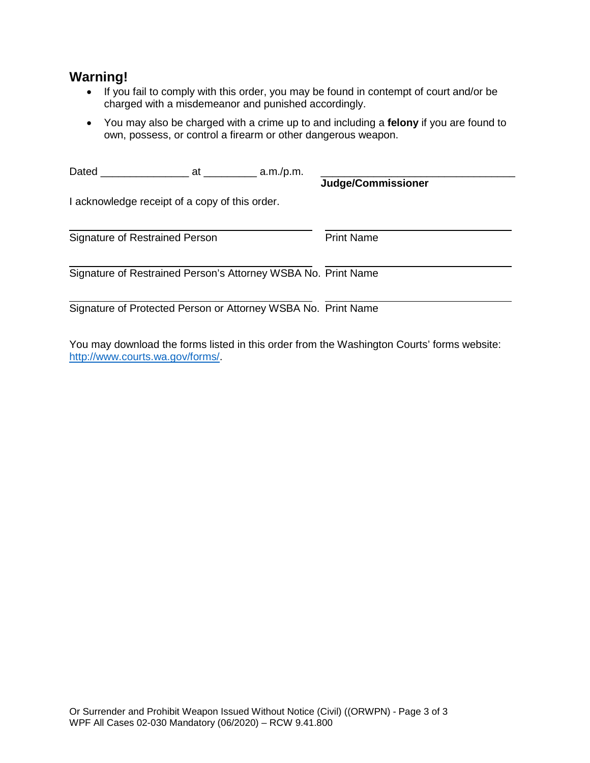## Warning!

- If you fail to comply with this order, you may be found in contempt of court and/or be charged with a misdemeanor and punished accordingly.
- You may also be charged with a crime up to and including a **felony** if you are found to own, possess, or control a firearm or other dangerous weapon.

Dated _______________ at _________ a.m./p.m. ________________________________

**Judge/Commissioner**

I acknowledge receipt of a copy of this order.

________________________________ ________________________________

Signature of Restrained Person Print Name

________________________________ ________________________________

Signature of Restrained Person's Attorney WSBA No. Print Name

________________________________ ________________________________

Signature of Protected Person or Attorney WSBA No. Print Name

You may download the forms listed in this order from the Washington Courts' forms website: http://www.courts.wa.gov/forms/.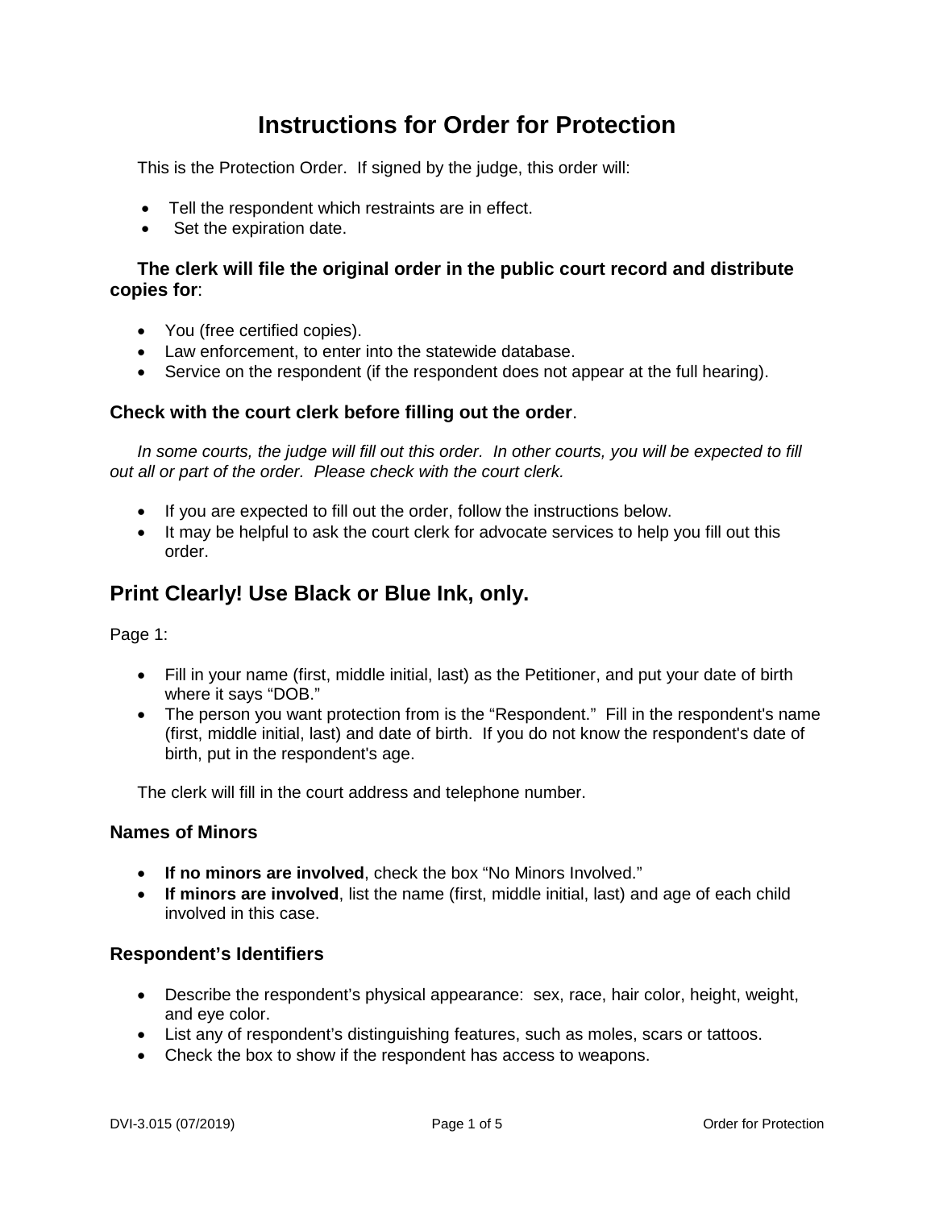# Instructions for Order for Protection

This is the Protection Order. If signed by the judge, this order will:

- Tell the respondent which restraints are in effect.
- Set the expiration date.

**The clerk will file the original order in the public court record and distribute copies for**:

- You (free certified copies).
- Law enforcement, to enter into the statewide database.
- Service on the respondent (if the respondent does not appear at the full hearing).

**Check with the court clerk before filling out the order**.

*In some courts, the judge will fill out this order. In other courts, you will be expected to fill out all or part of the order. Please check with the court clerk.*

- If you are expected to fill out the order, follow the instructions below.
- It may be helpful to ask the court clerk for advocate services to help you fill out this order.

## Print Clearly! Use Black or Blue Ink, only.

Page 1:

- Fill in your name (first, middle initial, last) as the Petitioner, and put your date of birth where it says "DOB."
- The person you want protection from is the "Respondent." Fill in the respondent's name (first, middle initial, last) and date of birth. If you do not know the respondent's date of birth, put in the respondent's age.

The clerk will fill in the court address and telephone number.

### Names of Minors

- **If no minors are involved**, check the box "No Minors Involved."
- **If minors are involved**, list the name (first, middle initial, last) and age of each child involved in this case.

### Respondent's Identifiers

- Describe the respondent's physical appearance: sex, race, hair color, height, weight, and eye color.
- List any of respondent's distinguishing features, such as moles, scars or tattoos.
- Check the box to show if the respondent has access to weapons.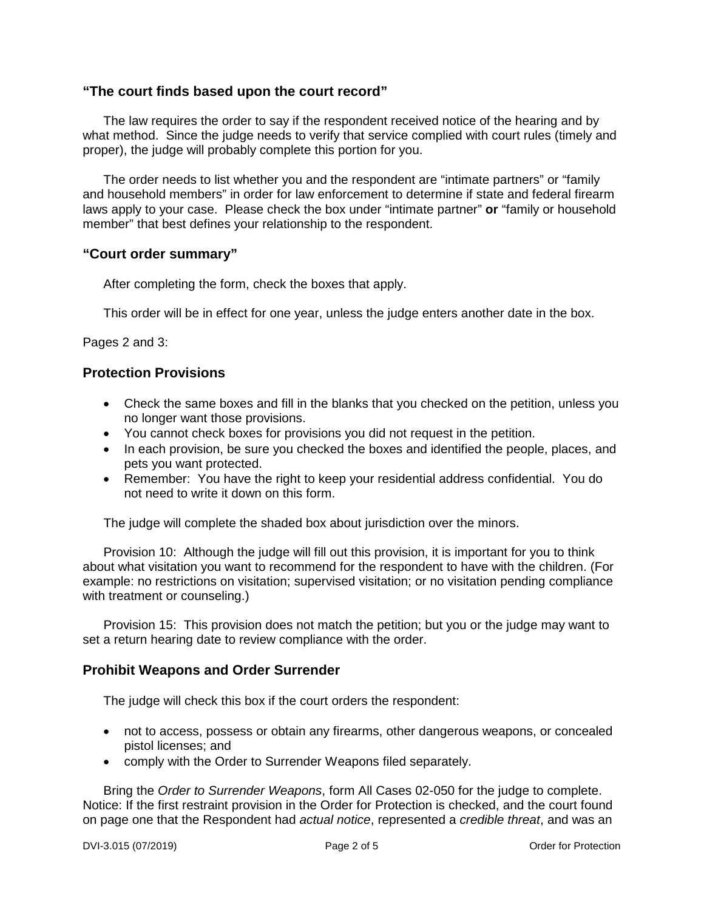## "The court finds based upon the court record"

The law requires the order to say if the respondent received notice of the hearing and by what method. Since the judge needs to verify that service complied with court rules (timely and proper), the judge will probably complete this portion for you.

The order needs to list whether you and the respondent are "intimate partners" or "family and household members" in order for law enforcement to determine if state and federal firearm laws apply to your case. Please check the box under "intimate partner" **or** "family or household member" that best defines your relationship to the respondent.

## "Court order summary"

After completing the form, check the boxes that apply.

This order will be in effect for one year, unless the judge enters another date in the box.

Pages 2 and 3:

## Protection Provisions

- Check the same boxes and fill in the blanks that you checked on the petition, unless you no longer want those provisions.
- You cannot check boxes for provisions you did not request in the petition.
- In each provision, be sure you checked the boxes and identified the people, places, and pets you want protected.
- Remember: You have the right to keep your residential address confidential. You do not need to write it down on this form.

The judge will complete the shaded box about jurisdiction over the minors.

Provision 10: Although the judge will fill out this provision, it is important for you to think about what visitation you want to recommend for the respondent to have with the children. (For example: no restrictions on visitation; supervised visitation; or no visitation pending compliance with treatment or counseling.)

Provision 15: This provision does not match the petition; but you or the judge may want to set a return hearing date to review compliance with the order.

## Prohibit Weapons and Order Surrender

The judge will check this box if the court orders the respondent:

- not to access, possess or obtain any firearms, other dangerous weapons, or concealed pistol licenses; and
- comply with the Order to Surrender Weapons filed separately.

Bring the *Order to Surrender Weapons*, form All Cases 02-050 for the judge to complete. Notice: If the first restraint provision in the Order for Protection is checked, and the court found on page one that the Respondent had *actual notice*, represented a *credible threat*, and was an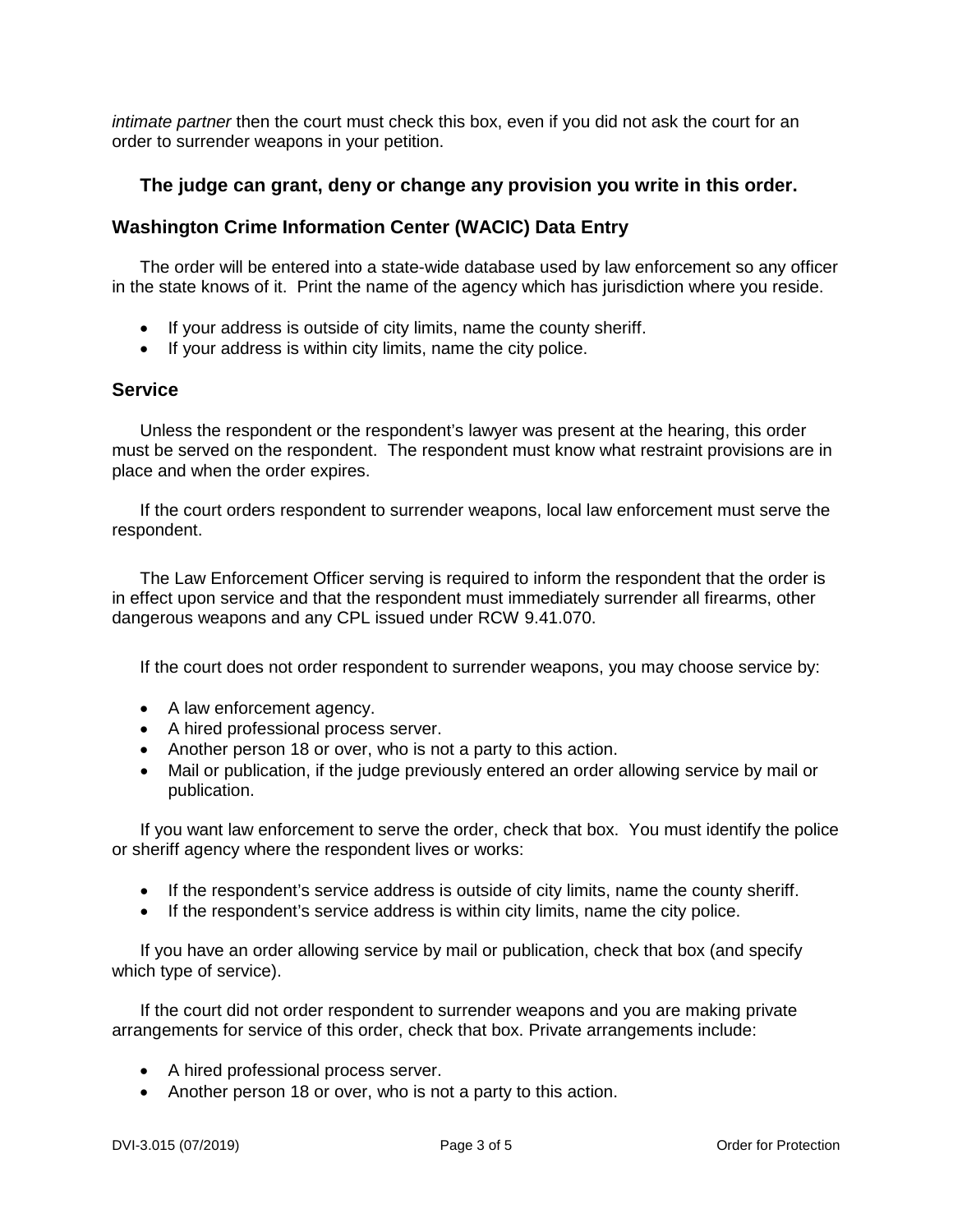*intimate partner* then the court must check this box, even if you did not ask the court for an order to surrender weapons in your petition.

**The judge can grant, deny or change any provision you write in this order.**

## Washington Crime Information Center (WACIC) Data Entry

The order will be entered into a state-wide database used by law enforcement so any officer in the state knows of it. Print the name of the agency which has jurisdiction where you reside.

- If your address is outside of city limits, name the county sheriff.
- If your address is within city limits, name the city police.

## Service

Unless the respondent or the respondent's lawyer was present at the hearing, this order must be served on the respondent. The respondent must know what restraint provisions are in place and when the order expires.

If the court orders respondent to surrender weapons, local law enforcement must serve the respondent.

The Law Enforcement Officer serving is required to inform the respondent that the order is in effect upon service and that the respondent must immediately surrender all firearms, other dangerous weapons and any CPL issued under RCW 9.41.070.

If the court does not order respondent to surrender weapons, you may choose service by:

- A law enforcement agency.
- A hired professional process server.
- Another person 18 or over, who is not a party to this action.
- Mail or publication, if the judge previously entered an order allowing service by mail or publication.

If you want law enforcement to serve the order, check that box. You must identify the police or sheriff agency where the respondent lives or works:

- If the respondent's service address is outside of city limits, name the county sheriff.
- If the respondent's service address is within city limits, name the city police.

If you have an order allowing service by mail or publication, check that box (and specify which type of service).

If the court did not order respondent to surrender weapons and you are making private arrangements for service of this order, check that box. Private arrangements include:

- A hired professional process server.
- Another person 18 or over, who is not a party to this action.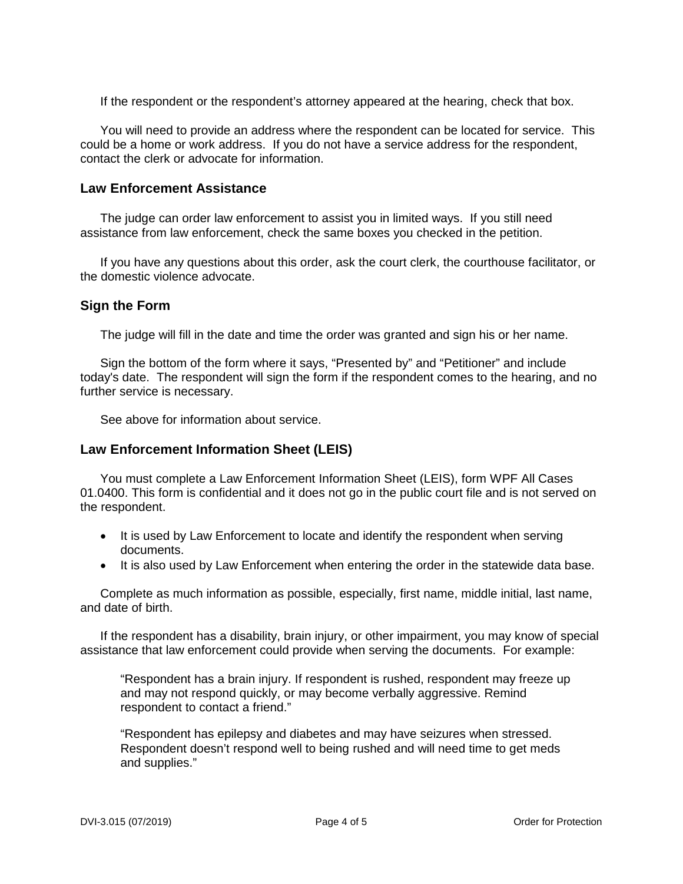If the respondent or the respondent's attorney appeared at the hearing, check that box.

You will need to provide an address where the respondent can be located for service. This could be a home or work address. If you do not have a service address for the respondent, contact the clerk or advocate for information.

### Law Enforcement Assistance

The judge can order law enforcement to assist you in limited ways. If you still need assistance from law enforcement, check the same boxes you checked in the petition.

If you have any questions about this order, ask the court clerk, the courthouse facilitator, or the domestic violence advocate.

### Sign the Form

The judge will fill in the date and time the order was granted and sign his or her name.

Sign the bottom of the form where it says, "Presented by" and "Petitioner" and include today's date. The respondent will sign the form if the respondent comes to the hearing, and no further service is necessary.

See above for information about service.

### Law Enforcement Information Sheet (LEIS)

You must complete a Law Enforcement Information Sheet (LEIS), form WPF All Cases 01.0400. This form is confidential and it does not go in the public court file and is not served on the respondent.

- It is used by Law Enforcement to locate and identify the respondent when serving documents.
- It is also used by Law Enforcement when entering the order in the statewide data base.

Complete as much information as possible, especially, first name, middle initial, last name, and date of birth.

If the respondent has a disability, brain injury, or other impairment, you may know of special assistance that law enforcement could provide when serving the documents. For example:

> "Respondent has a brain injury. If respondent is rushed, respondent may freeze up and may not respond quickly, or may become verbally aggressive. Remind respondent to contact a friend."
>
> "Respondent has epilepsy and diabetes and may have seizures when stressed. Respondent doesn't respond well to being rushed and will need time to get meds and supplies."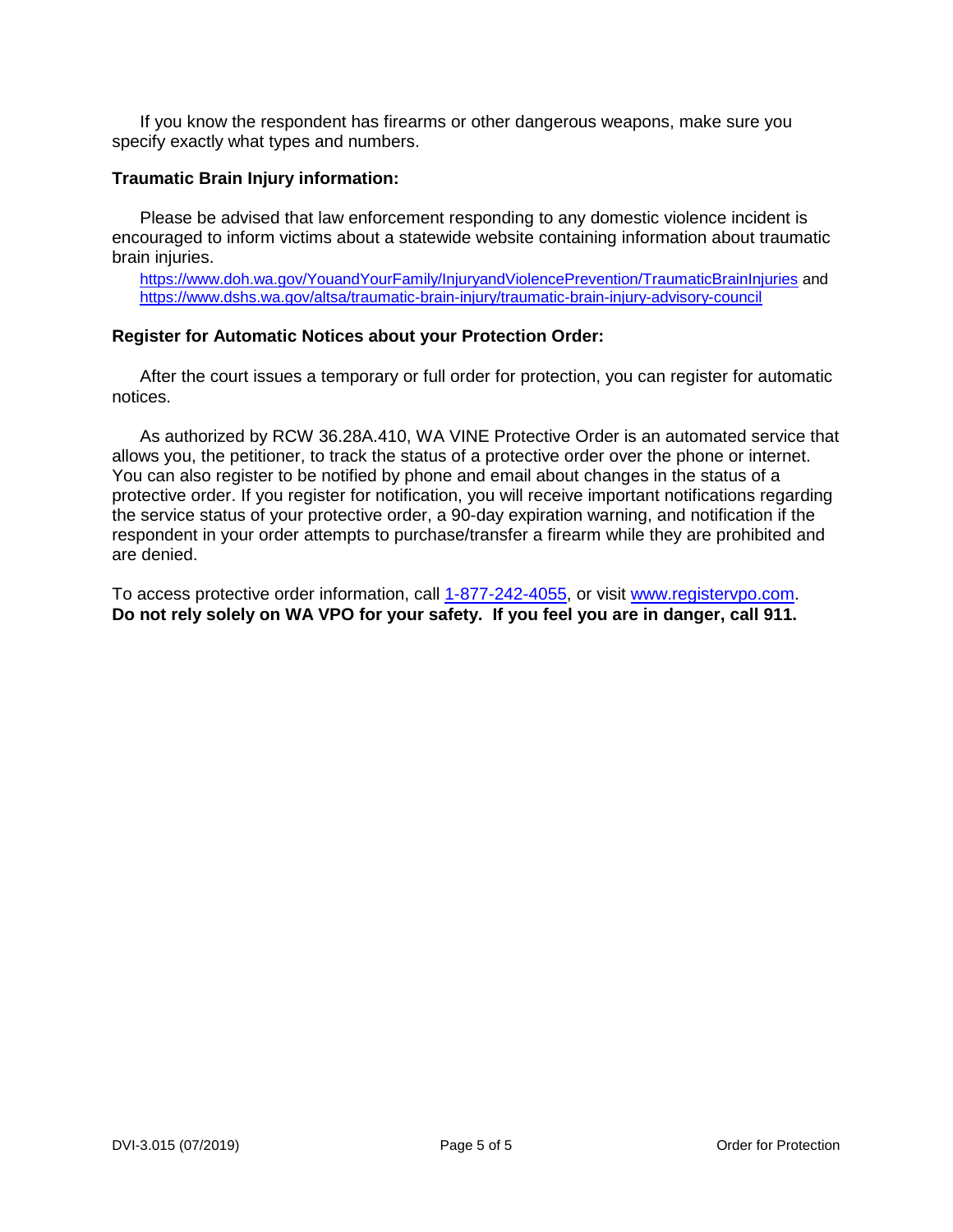If you know the respondent has firearms or other dangerous weapons, make sure you specify exactly what types and numbers.

**Traumatic Brain Injury information:**

Please be advised that law enforcement responding to any domestic violence incident is encouraged to inform victims about a statewide website containing information about traumatic brain injuries.

https://www.doh.wa.gov/YouandYourFamily/InjuryandViolencePrevention/TraumaticBrainInjuries and https://www.dshs.wa.gov/altsa/traumatic-brain-injury/traumatic-brain-injury-advisory-council

**Register for Automatic Notices about your Protection Order:**

After the court issues a temporary or full order for protection, you can register for automatic notices.

As authorized by RCW 36.28A.410, WA VINE Protective Order is an automated service that allows you, the petitioner, to track the status of a protective order over the phone or internet. You can also register to be notified by phone and email about changes in the status of a protective order. If you register for notification, you will receive important notifications regarding the service status of your protective order, a 90-day expiration warning, and notification if the respondent in your order attempts to purchase/transfer a firearm while they are prohibited and are denied.

To access protective order information, call 1-877-242-4055, or visit www.registervpo.com.
**Do not rely solely on WA VPO for your safety. If you feel you are in danger, call 911.**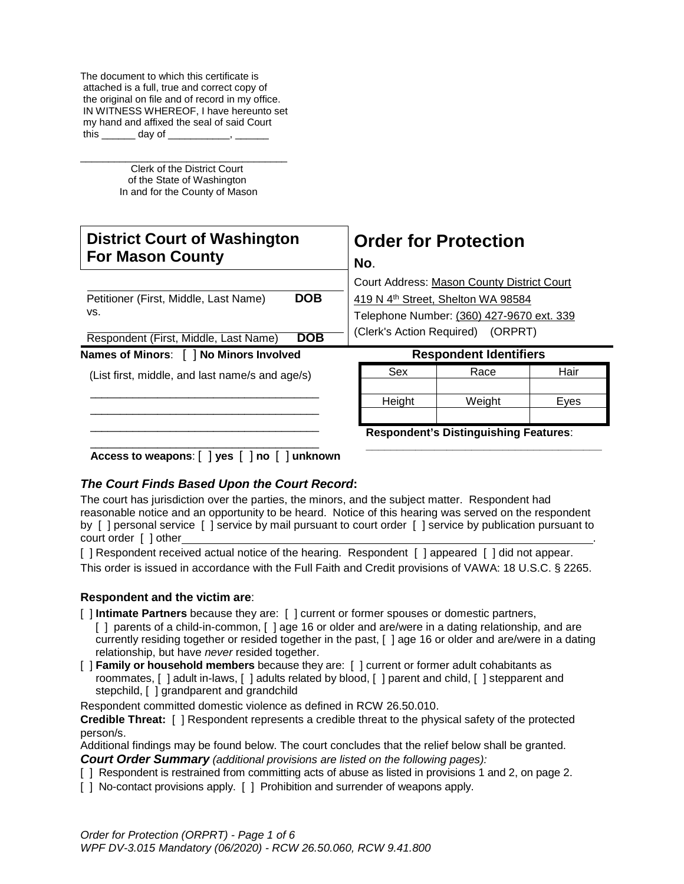The document to which this certificate is attached is a full, true and correct copy of the original on file and of record in my office. IN WITNESS WHEREOF, I have hereunto set my hand and affixed the seal of said Court this ______ day of ___________, ______

_____________________________________
Clerk of the District Court
of the State of Washington
In and for the County of Mason

| **District Court of Washington For Mason County** | **Order for Protection** |
|---|---|
| | **No**. |
| ______________________________________<br>Petitioner (First, Middle, Last Name) **DOB**<br>vs. | Court Address: Mason County District Court<br>419 N 4th Street, Shelton WA 98584<br>Telephone Number: (360) 427-9670 ext. 339 |
| ______________________________________<br>Respondent (First, Middle, Last Name) **DOB** | (Clerk's Action Required) (ORPRT) |

**Names of Minors**: [ ] **No Minors Involved**

(List first, middle, and last name/s and age/s)

______________________________________
______________________________________
______________________________________
______________________________________

**Access to weapons**: [ ] **yes** [ ] **no** [ ] **unknown**

**Respondent Identifiers**

| Sex | Race | Hair |
|---|---|---|
| | | |
| Height | Weight | Eyes |
| | | |

**Respondent's Distinguishing Features**: ______________________________________

### *The Court Finds Based Upon the Court Record*:

The court has jurisdiction over the parties, the minors, and the subject matter. Respondent had reasonable notice and an opportunity to be heard. Notice of this hearing was served on the respondent by [ ] personal service [ ] service by mail pursuant to court order [ ] service by publication pursuant to court order [ ] other______________________________________________________________________.

[ ] Respondent received actual notice of the hearing. Respondent [ ] appeared [ ] did not appear.

This order is issued in accordance with the Full Faith and Credit provisions of VAWA: 18 U.S.C. § 2265.

**Respondent and the victim are**:

[ ] **Intimate Partners** because they are: [ ] current or former spouses or domestic partners, [ ] parents of a child-in-common, [ ] age 16 or older and are/were in a dating relationship, and are currently residing together or resided together in the past, [ ] age 16 or older and are/were in a dating relationship, but have *never* resided together.

[ ] **Family or household members** because they are: [ ] current or former adult cohabitants as roommates, [ ] adult in-laws, [ ] adults related by blood, [ ] parent and child, [ ] stepparent and stepchild, [ ] grandparent and grandchild

Respondent committed domestic violence as defined in RCW 26.50.010.

**Credible Threat:** [ ] Respondent represents a credible threat to the physical safety of the protected person/s.

Additional findings may be found below. The court concludes that the relief below shall be granted.

***Court Order Summary*** *(additional provisions are listed on the following pages):*

[ ] Respondent is restrained from committing acts of abuse as listed in provisions 1 and 2, on page 2.

[ ] No-contact provisions apply. [ ] Prohibition and surrender of weapons apply.

*WPF DV-3.015 Mandatory (06/2020) - RCW 26.50.060, RCW 9.41.800*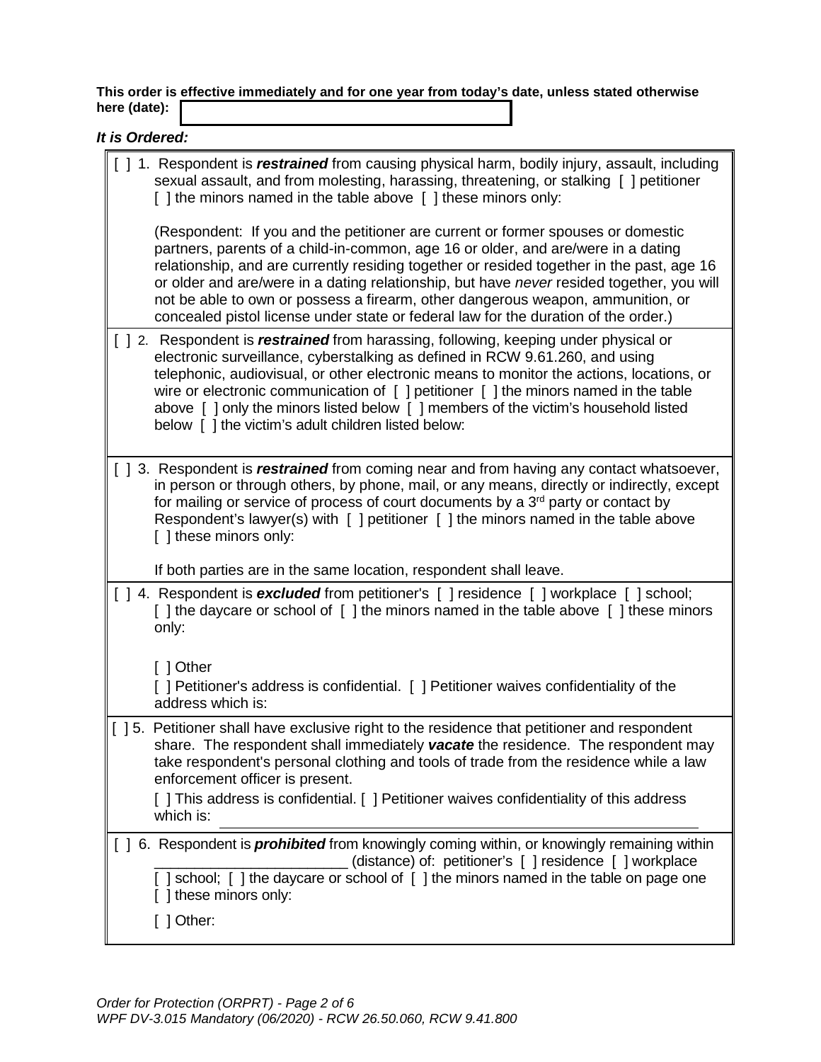**This order is effective immediately and for one year from today's date, unless stated otherwise here (date):** ______________________

***It is Ordered:***

[ ] 1. Respondent is ***restrained*** from causing physical harm, bodily injury, assault, including sexual assault, and from molesting, harassing, threatening, or stalking [ ] petitioner [ ] the minors named in the table above [ ] these minors only:

(Respondent: If you and the petitioner are current or former spouses or domestic partners, parents of a child-in-common, age 16 or older, and are/were in a dating relationship, and are currently residing together or resided together in the past, age 16 or older and are/were in a dating relationship, but have *never* resided together, you will not be able to own or possess a firearm, other dangerous weapon, ammunition, or concealed pistol license under state or federal law for the duration of the order.)

[ ] 2. Respondent is ***restrained*** from harassing, following, keeping under physical or electronic surveillance, cyberstalking as defined in RCW 9.61.260, and using telephonic, audiovisual, or other electronic means to monitor the actions, locations, or wire or electronic communication of [ ] petitioner [ ] the minors named in the table above [ ] only the minors listed below [ ] members of the victim's household listed below [ ] the victim's adult children listed below:

[ ] 3. Respondent is ***restrained*** from coming near and from having any contact whatsoever, in person or through others, by phone, mail, or any means, directly or indirectly, except for mailing or service of process of court documents by a 3rd party or contact by Respondent's lawyer(s) with [ ] petitioner [ ] the minors named in the table above [ ] these minors only:

If both parties are in the same location, respondent shall leave.

[ ] 4. Respondent is ***excluded*** from petitioner's [ ] residence [ ] workplace [ ] school; [ ] the daycare or school of [ ] the minors named in the table above [ ] these minors only:

[ ] Other

[ ] Petitioner's address is confidential. [ ] Petitioner waives confidentiality of the address which is:

[ ] 5. Petitioner shall have exclusive right to the residence that petitioner and respondent share. The respondent shall immediately ***vacate*** the residence. The respondent may take respondent's personal clothing and tools of trade from the residence while a law enforcement officer is present.

[ ] This address is confidential. [ ] Petitioner waives confidentiality of this address which is: ______________________

[ ] 6. Respondent is ***prohibited*** from knowingly coming within, or knowingly remaining within ________________________ (distance) of: petitioner's [ ] residence [ ] workplace [ ] school; [ ] the daycare or school of [ ] the minors named in the table on page one [ ] these minors only:

[ ] Other:

*Order for Protection (ORPRT) - Page 2 of 6*
*WPF DV-3.015 Mandatory (06/2020) - RCW 26.50.060, RCW 9.41.800*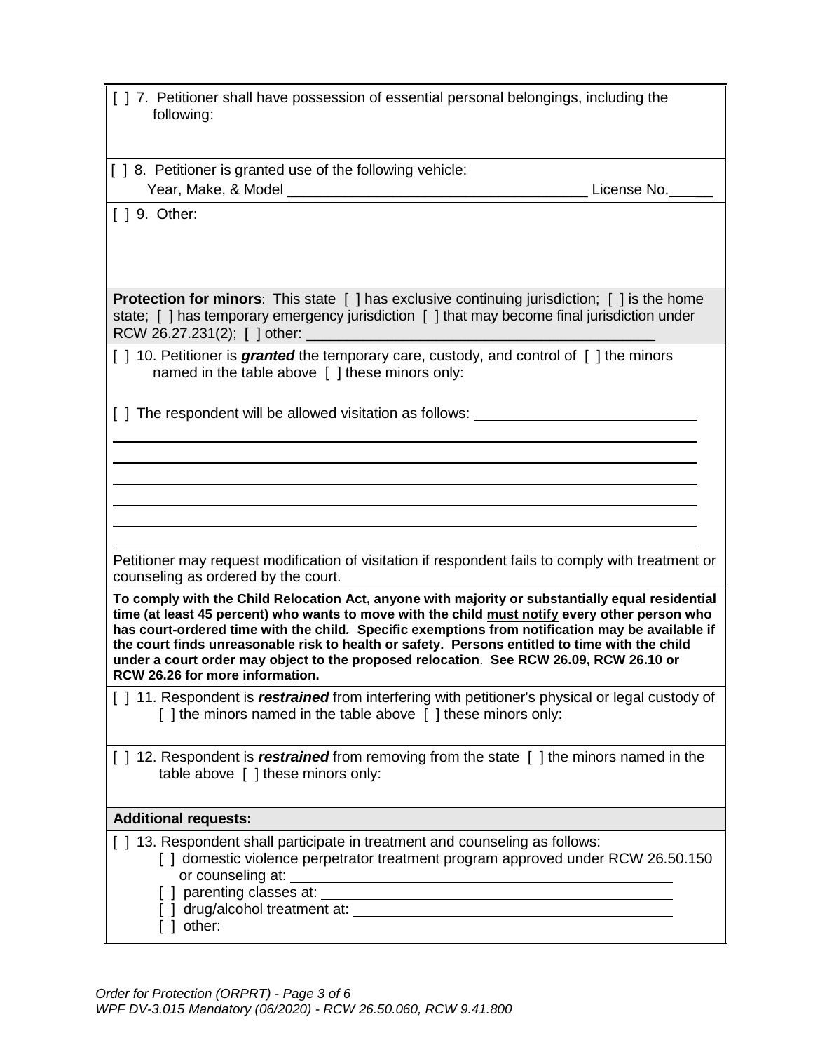[ ] 7. Petitioner shall have possession of essential personal belongings, including the following:

[ ] 8. Petitioner is granted use of the following vehicle:
Year, Make, & Model _____________________________________ License No. _____

[ ] 9. Other:

**Protection for minors**: This state [ ] has exclusive continuing jurisdiction; [ ] is the home state; [ ] has temporary emergency jurisdiction [ ] that may become final jurisdiction under RCW 26.27.231(2); [ ] other: ____________________________________________

[ ] 10. Petitioner is ***granted*** the temporary care, custody, and control of [ ] the minors named in the table above [ ] these minors only:

[ ] The respondent will be allowed visitation as follows: ____________________________

_____________________________________________________________________________

_____________________________________________________________________________

_____________________________________________________________________________

_____________________________________________________________________________

_____________________________________________________________________________

_____________________________________________________________________________

Petitioner may request modification of visitation if respondent fails to comply with treatment or counseling as ordered by the court.

**To comply with the Child Relocation Act, anyone with majority or substantially equal residential time (at least 45 percent) who wants to move with the child must notify every other person who has court-ordered time with the child. Specific exemptions from notification may be available if the court finds unreasonable risk to health or safety. Persons entitled to time with the child under a court order may object to the proposed relocation. See RCW 26.09, RCW 26.10 or RCW 26.26 for more information.**

[ ] 11. Respondent is ***restrained*** from interfering with petitioner's physical or legal custody of [ ] the minors named in the table above [ ] these minors only:

[ ] 12. Respondent is ***restrained*** from removing from the state [ ] the minors named in the table above [ ] these minors only:

**Additional requests:**

[ ] 13. Respondent shall participate in treatment and counseling as follows:
- [ ] domestic violence perpetrator treatment program approved under RCW 26.50.150 or counseling at: ____________________________________________
- [ ] parenting classes at: ____________________________________________
- [ ] drug/alcohol treatment at: ____________________________________________
- [ ] other:

*Order for Protection (ORPRT) - Page 3 of 6*
*WPF DV-3.015 Mandatory (06/2020) - RCW 26.50.060, RCW 9.41.800*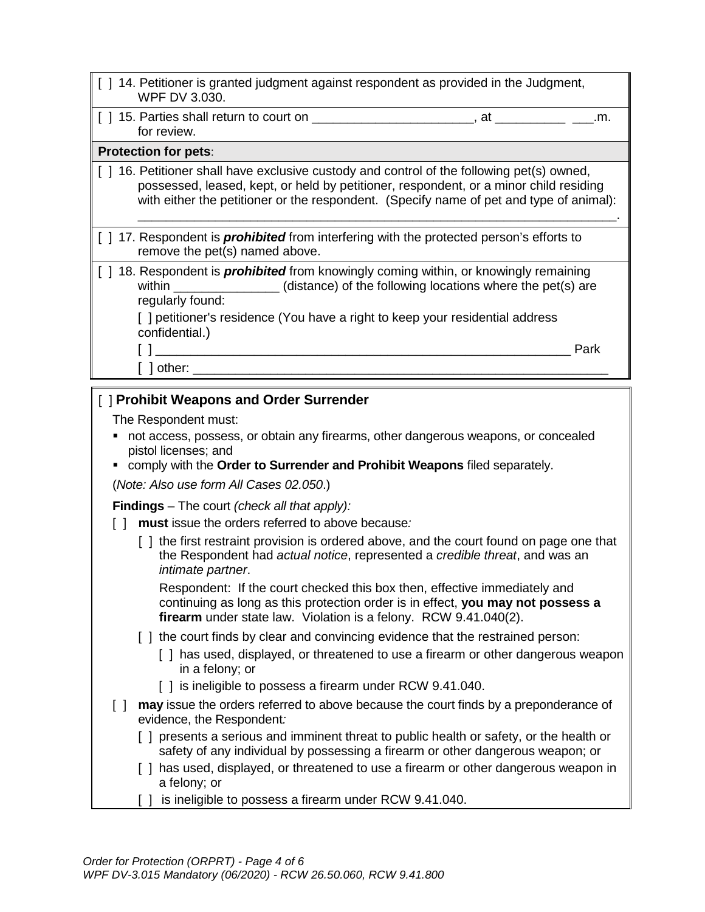[ ] 14. Petitioner is granted judgment against respondent as provided in the Judgment, WPF DV 3.030.

[ ] 15. Parties shall return to court on _______________________, at __________ ___.m. for review.

**Protection for pets**:

[ ] 16. Petitioner shall have exclusive custody and control of the following pet(s) owned, possessed, leased, kept, or held by petitioner, respondent, or a minor child residing with either the petitioner or the respondent. (Specify name of pet and type of animal): _______________________________________________________________________.

[ ] 17. Respondent is ***prohibited*** from interfering with the protected person's efforts to remove the pet(s) named above.

[ ] 18. Respondent is ***prohibited*** from knowingly coming within, or knowingly remaining within _______________ (distance) of the following locations where the pet(s) are regularly found:

[ ] petitioner's residence (You have a right to keep your residential address confidential.)

[ ] _____________________________________________________________ Park

[ ] other: _______________________________________________________________

[ ] **Prohibit Weapons and Order Surrender**

The Respondent must:

- not access, possess, or obtain any firearms, other dangerous weapons, or concealed pistol licenses; and
- comply with the **Order to Surrender and Prohibit Weapons** filed separately.

(*Note: Also use form All Cases 02.050*.)

**Findings** – The court *(check all that apply):*

[ ] **must** issue the orders referred to above because*:*

[ ] the first restraint provision is ordered above, and the court found on page one that the Respondent had *actual notice*, represented a *credible threat*, and was an *intimate partner*.

Respondent: If the court checked this box then, effective immediately and continuing as long as this protection order is in effect, **you may not possess a firearm** under state law. Violation is a felony. RCW 9.41.040(2).

[ ] the court finds by clear and convincing evidence that the restrained person:

[ ] has used, displayed, or threatened to use a firearm or other dangerous weapon in a felony; or

[ ] is ineligible to possess a firearm under RCW 9.41.040.

[ ] **may** issue the orders referred to above because the court finds by a preponderance of evidence, the Respondent*:*

[ ] presents a serious and imminent threat to public health or safety, or the health or safety of any individual by possessing a firearm or other dangerous weapon; or

[ ] has used, displayed, or threatened to use a firearm or other dangerous weapon in a felony; or

[ ] is ineligible to possess a firearm under RCW 9.41.040.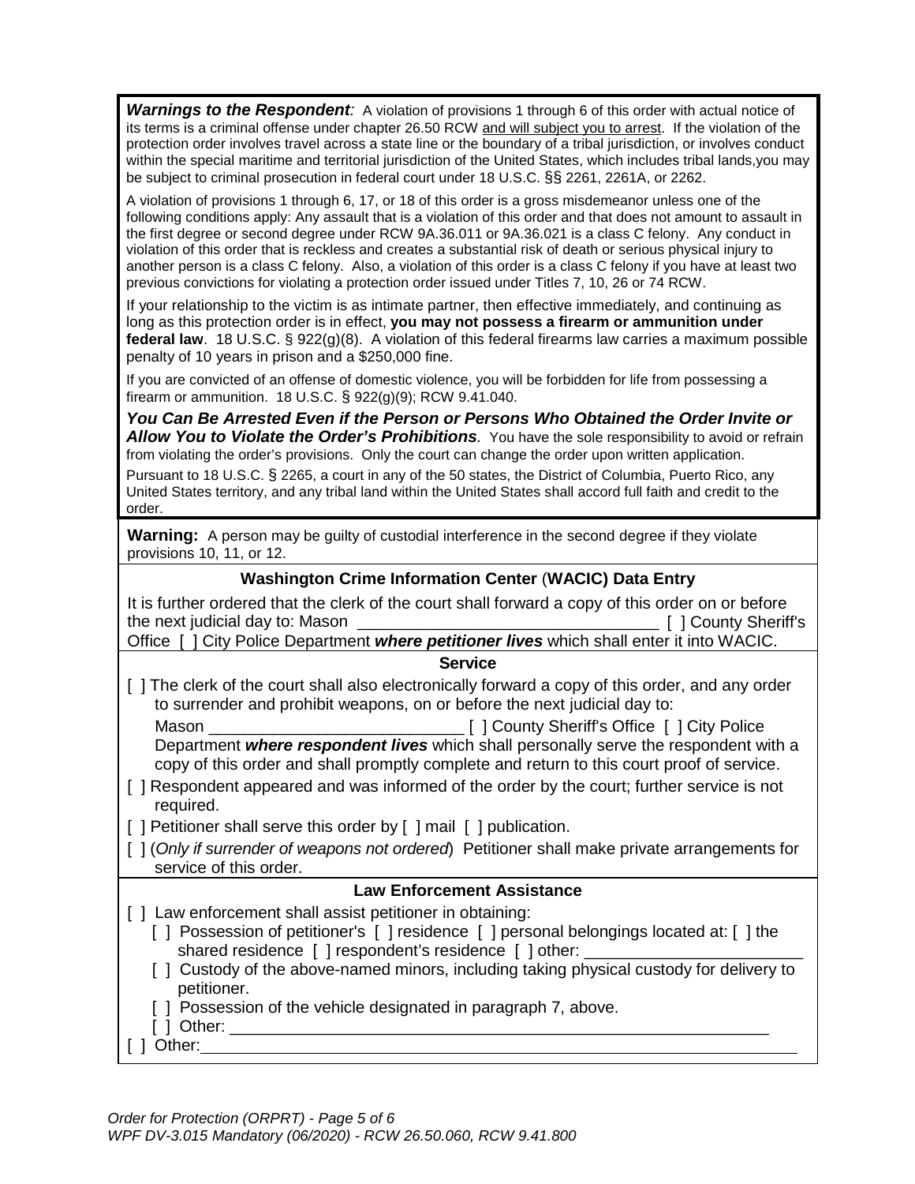***Warnings to the Respondent**:* A violation of provisions 1 through 6 of this order with actual notice of its terms is a criminal offense under chapter 26.50 RCW and will subject you to arrest. If the violation of the protection order involves travel across a state line or the boundary of a tribal jurisdiction, or involves conduct within the special maritime and territorial jurisdiction of the United States, which includes tribal lands,you may be subject to criminal prosecution in federal court under 18 U.S.C. §§ 2261, 2261A, or 2262.

A violation of provisions 1 through 6, 17, or 18 of this order is a gross misdemeanor unless one of the following conditions apply: Any assault that is a violation of this order and that does not amount to assault in the first degree or second degree under RCW 9A.36.011 or 9A.36.021 is a class C felony. Any conduct in violation of this order that is reckless and creates a substantial risk of death or serious physical injury to another person is a class C felony. Also, a violation of this order is a class C felony if you have at least two previous convictions for violating a protection order issued under Titles 7, 10, 26 or 74 RCW.

If your relationship to the victim is as intimate partner, then effective immediately, and continuing as long as this protection order is in effect, **you may not possess a firearm or ammunition under federal law**. 18 U.S.C. § 922(g)(8). A violation of this federal firearms law carries a maximum possible penalty of 10 years in prison and a $250,000 fine.

If you are convicted of an offense of domestic violence, you will be forbidden for life from possessing a firearm or ammunition. 18 U.S.C. § 922(g)(9); RCW 9.41.040.

***You Can Be Arrested Even if the Person or Persons Who Obtained the Order Invite or Allow You to Violate the Order's Prohibitions**.* You have the sole responsibility to avoid or refrain from violating the order's provisions. Only the court can change the order upon written application.

Pursuant to 18 U.S.C. § 2265, a court in any of the 50 states, the District of Columbia, Puerto Rico, any United States territory, and any tribal land within the United States shall accord full faith and credit to the order.

**Warning:** A person may be guilty of custodial interference in the second degree if they violate provisions 10, 11, or 12.

**Washington Crime Information Center (WACIC) Data Entry**

It is further ordered that the clerk of the court shall forward a copy of this order on or before the next judicial day to: Mason ________________________________ [ ] County Sheriff's Office [ ] City Police Department ***where petitioner lives*** which shall enter it into WACIC.

**Service**

[ ] The clerk of the court shall also electronically forward a copy of this order, and any order to surrender and prohibit weapons, on or before the next judicial day to:
Mason ____________________________ [ ] County Sheriff's Office [ ] City Police Department ***where respondent lives*** which shall personally serve the respondent with a copy of this order and shall promptly complete and return to this court proof of service.

[ ] Respondent appeared and was informed of the order by the court; further service is not required.

[ ] Petitioner shall serve this order by [ ] mail [ ] publication.

[ ] (*Only if surrender of weapons not ordered*) Petitioner shall make private arrangements for service of this order.

**Law Enforcement Assistance**

[ ] Law enforcement shall assist petitioner in obtaining:
- [ ] Possession of petitioner's [ ] residence [ ] personal belongings located at: [ ] the shared residence [ ] respondent's residence [ ] other: ________________________
- [ ] Custody of the above-named minors, including taking physical custody for delivery to petitioner.
- [ ] Possession of the vehicle designated in paragraph 7, above.
- [ ] Other: ____________________________________________________________

[ ] Other: ____________________________________________________________________

*Order for Protection (ORPRT) - Page 5 of 6*
*WPF DV-3.015 Mandatory (06/2020) - RCW 26.50.060, RCW 9.41.800*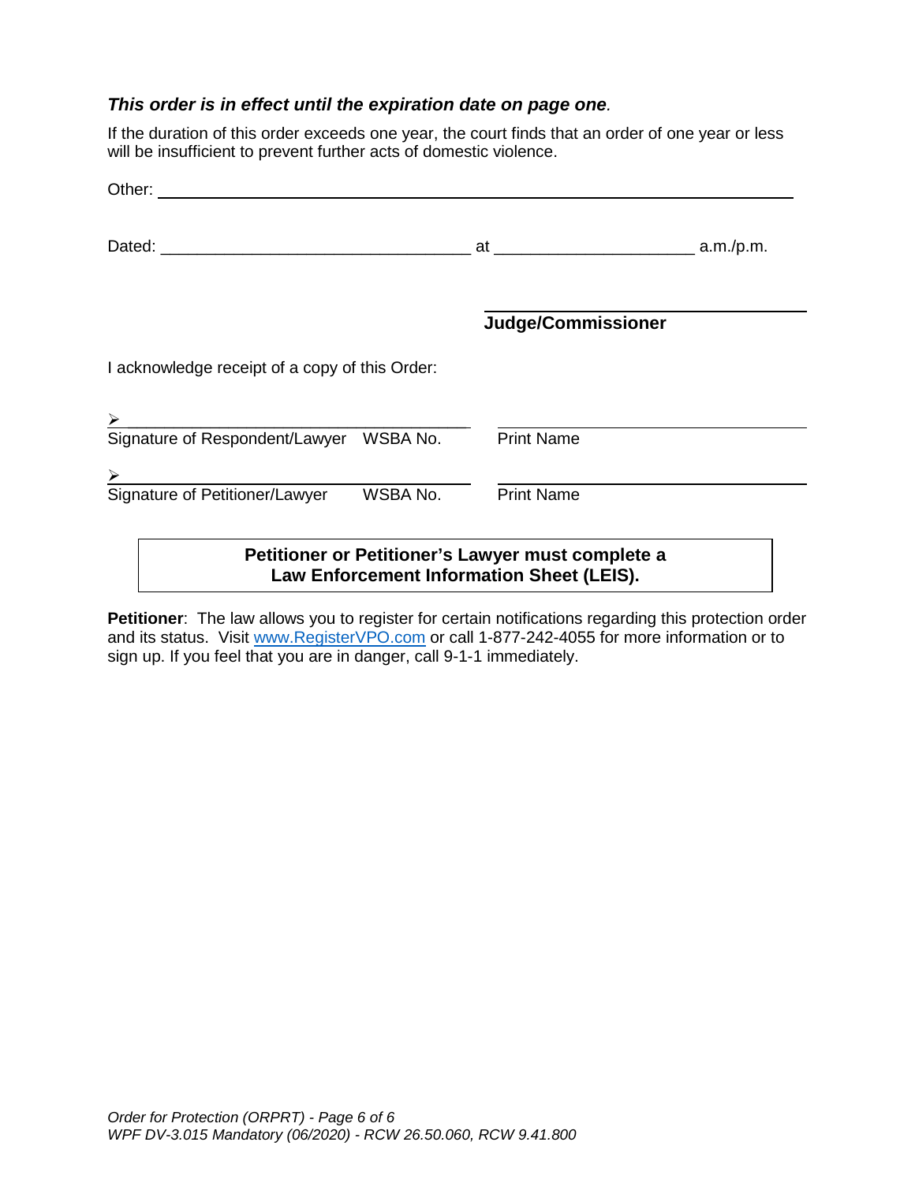***This order is in effect until the expiration date on page one.***

If the duration of this order exceeds one year, the court finds that an order of one year or less will be insufficient to prevent further acts of domestic violence.

Other: ______________________________________________________________________

Dated: __________________________________ at _____________________ a.m./p.m.

_________________________________
**Judge/Commissioner**

I acknowledge receipt of a copy of this Order:

➢ _____________________________________ _____________________________________
Signature of Respondent/Lawyer WSBA No. Print Name

➢ _____________________________________ _____________________________________
Signature of Petitioner/Lawyer WSBA No. Print Name

**Petitioner or Petitioner's Lawyer must complete a Law Enforcement Information Sheet (LEIS).**

**Petitioner**: The law allows you to register for certain notifications regarding this protection order and its status. Visit www.RegisterVPO.com or call 1-877-242-4055 for more information or to sign up. If you feel that you are in danger, call 9-1-1 immediately.

*Order for Protection (ORPRT) - Page 6 of 6*
*WPF DV-3.015 Mandatory (06/2020) - RCW 26.50.060, RCW 9.41.800*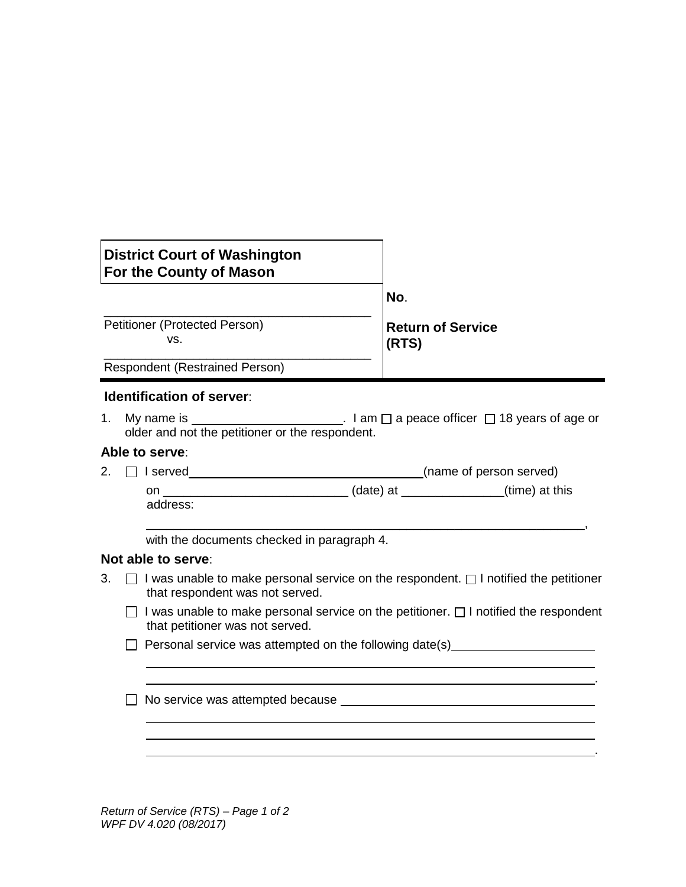| **District Court of Washington**<br>**For the County of Mason** | |
|---|---|
| \_\_\_\_\_\_\_\_\_\_\_\_\_\_\_\_\_\_\_\_\_\_\_\_\_\_\_\_\_\_\_\_\_\_\_\_\_\_<br>Petitioner (Protected Person)<br>vs.<br>\_\_\_\_\_\_\_\_\_\_\_\_\_\_\_\_\_\_\_\_\_\_\_\_\_\_\_\_\_\_\_\_\_\_\_\_\_\_<br>Respondent (Restrained Person) | **No**.<br><br>**Return of Service (RTS)** |

**Identification of server**:

1. My name is \_\_\_\_\_\_\_\_\_\_\_\_\_\_\_\_\_\_\_\_\_\_. I am ☐ a peace officer ☐ 18 years of age or older and not the petitioner or the respondent.

**Able to serve**:

2. ☐ I served \_\_\_\_\_\_\_\_\_\_\_\_\_\_\_\_\_\_\_\_\_\_\_\_\_\_\_\_\_\_\_\_\_\_\_\_(name of person served) on \_\_\_\_\_\_\_\_\_\_\_\_\_\_\_\_\_\_\_\_\_\_\_\_\_\_\_ (date) at \_\_\_\_\_\_\_\_\_\_\_\_\_\_\_(time) at this address:

   \_\_\_\_\_\_\_\_\_\_\_\_\_\_\_\_\_\_\_\_\_\_\_\_\_\_\_\_\_\_\_\_\_\_\_\_\_\_\_\_\_\_\_\_\_\_\_\_\_\_\_\_\_\_\_\_\_\_\_\_\_\_\_\_,

   with the documents checked in paragraph 4.

**Not able to serve**:

3. ☐ I was unable to make personal service on the respondent. ☐ I notified the petitioner that respondent was not served.

   ☐ I was unable to make personal service on the petitioner. ☐ I notified the respondent that petitioner was not served.

   ☐ Personal service was attempted on the following date(s)\_\_\_\_\_\_\_\_\_\_\_\_\_\_\_\_\_\_\_\_\_

   \_\_\_\_\_\_\_\_\_\_\_\_\_\_\_\_\_\_\_\_\_\_\_\_\_\_\_\_\_\_\_\_\_\_\_\_\_\_\_\_\_\_\_\_\_\_\_\_\_\_\_\_\_\_\_\_\_\_\_\_\_\_\_\_

   \_\_\_\_\_\_\_\_\_\_\_\_\_\_\_\_\_\_\_\_\_\_\_\_\_\_\_\_\_\_\_\_\_\_\_\_\_\_\_\_\_\_\_\_\_\_\_\_\_\_\_\_\_\_\_\_\_\_\_\_\_\_\_\_.

   ☐ No service was attempted because \_\_\_\_\_\_\_\_\_\_\_\_\_\_\_\_\_\_\_\_\_\_\_\_\_\_\_\_\_\_\_\_\_\_\_\_\_\_\_

   \_\_\_\_\_\_\_\_\_\_\_\_\_\_\_\_\_\_\_\_\_\_\_\_\_\_\_\_\_\_\_\_\_\_\_\_\_\_\_\_\_\_\_\_\_\_\_\_\_\_\_\_\_\_\_\_\_\_\_\_\_\_\_\_

   \_\_\_\_\_\_\_\_\_\_\_\_\_\_\_\_\_\_\_\_\_\_\_\_\_\_\_\_\_\_\_\_\_\_\_\_\_\_\_\_\_\_\_\_\_\_\_\_\_\_\_\_\_\_\_\_\_\_\_\_\_\_\_\_

   \_\_\_\_\_\_\_\_\_\_\_\_\_\_\_\_\_\_\_\_\_\_\_\_\_\_\_\_\_\_\_\_\_\_\_\_\_\_\_\_\_\_\_\_\_\_\_\_\_\_\_\_\_\_\_\_\_\_\_\_\_\_\_\_.

*Return of Service (RTS) – Page 1 of 2*
*WPF DV 4.020 (08/2017)*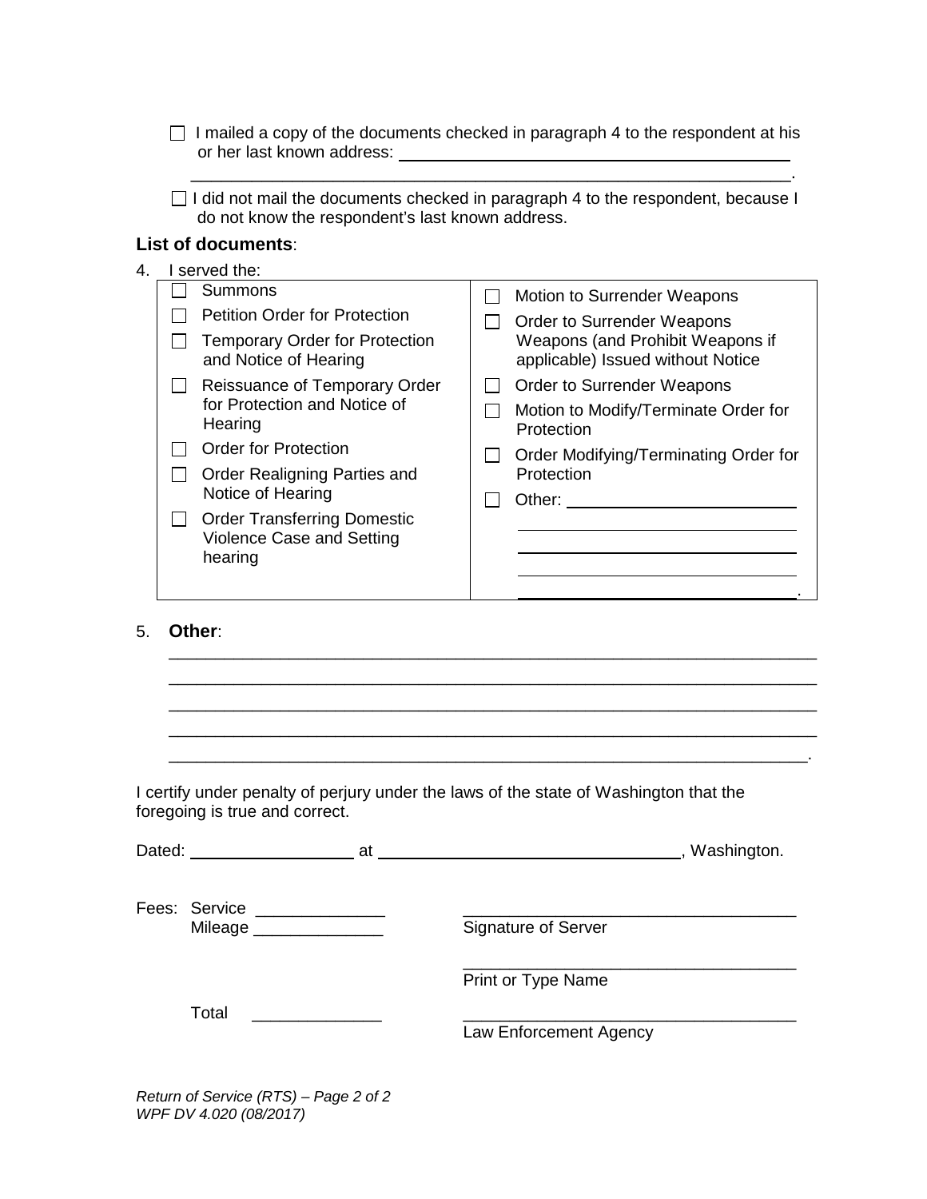☐ I mailed a copy of the documents checked in paragraph 4 to the respondent at his or her last known address: ______________________________________________
______________________________________________________________.

☐ I did not mail the documents checked in paragraph 4 to the respondent, because I do not know the respondent's last known address.

**List of documents**:

4. I served the:

| | |
|---|---|
| ☐ Summons | ☐ Motion to Surrender Weapons |
| ☐ Petition Order for Protection | ☐ Order to Surrender Weapons Weapons (and Prohibit Weapons if applicable) Issued without Notice |
| ☐ Temporary Order for Protection and Notice of Hearing | ☐ Order to Surrender Weapons |
| ☐ Reissuance of Temporary Order for Protection and Notice of Hearing | ☐ Motion to Modify/Terminate Order for Protection |
| ☐ Order for Protection | ☐ Order Modifying/Terminating Order for Protection |
| ☐ Order Realigning Parties and Notice of Hearing | ☐ Other: ______________________ |
| ☐ Order Transferring Domestic Violence Case and Setting hearing | ______________________________ ______________________________ ______________________________ ______________________________. |

5. **Other**:
______________________________________________________________________
______________________________________________________________________
______________________________________________________________________
______________________________________________________________________
_____________________________________________________________________.

I certify under penalty of perjury under the laws of the state of Washington that the foregoing is true and correct.

Dated: ________________ at ______________________________, Washington.

Fees: Service ______________
Mileage ______________

Total ______________

___________________________________
Signature of Server

___________________________________
Print or Type Name

___________________________________
Law Enforcement Agency

*Return of Service (RTS) – Page 2 of 2*
*WPF DV 4.020 (08/2017)*